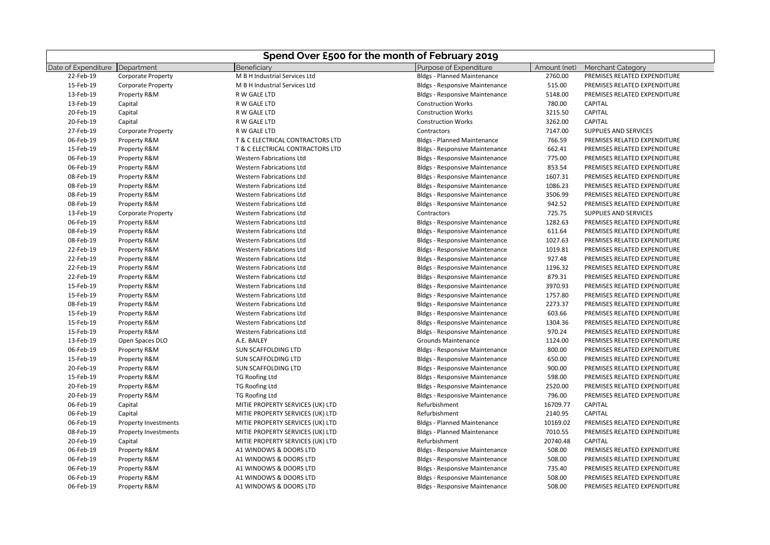# Spend Over £500 for the month of February 2019

| Date of Expenditure | Department | Beneficiary | Purpose of Expenditure | Amount (net) | Merchant Category |
|---|---|---|---|---|---|
| 22-Feb-19 | Corporate Property | M B H Industrial Services Ltd | Bldgs - Planned Maintenance | 2760.00 | PREMISES RELATED EXPENDITURE |
| 15-Feb-19 | Corporate Property | M B H Industrial Services Ltd | Bldgs - Responsive Maintenance | 515.00 | PREMISES RELATED EXPENDITURE |
| 13-Feb-19 | Property R&M | R W GALE LTD | Bldgs - Responsive Maintenance | 5148.00 | PREMISES RELATED EXPENDITURE |
| 13-Feb-19 | Capital | R W GALE LTD | Construction Works | 780.00 | CAPITAL |
| 20-Feb-19 | Capital | R W GALE LTD | Construction Works | 3215.50 | CAPITAL |
| 20-Feb-19 | Capital | R W GALE LTD | Construction Works | 3262.00 | CAPITAL |
| 27-Feb-19 | Corporate Property | R W GALE LTD | Contractors | 7147.00 | SUPPLIES AND SERVICES |
| 06-Feb-19 | Property R&M | T & C ELECTRICAL CONTRACTORS LTD | Bldgs - Planned Maintenance | 766.59 | PREMISES RELATED EXPENDITURE |
| 15-Feb-19 | Property R&M | T & C ELECTRICAL CONTRACTORS LTD | Bldgs - Responsive Maintenance | 662.41 | PREMISES RELATED EXPENDITURE |
| 06-Feb-19 | Property R&M | Western Fabrications Ltd | Bldgs - Responsive Maintenance | 775.00 | PREMISES RELATED EXPENDITURE |
| 06-Feb-19 | Property R&M | Western Fabrications Ltd | Bldgs - Responsive Maintenance | 853.54 | PREMISES RELATED EXPENDITURE |
| 08-Feb-19 | Property R&M | Western Fabrications Ltd | Bldgs - Responsive Maintenance | 1607.31 | PREMISES RELATED EXPENDITURE |
| 08-Feb-19 | Property R&M | Western Fabrications Ltd | Bldgs - Responsive Maintenance | 1086.23 | PREMISES RELATED EXPENDITURE |
| 08-Feb-19 | Property R&M | Western Fabrications Ltd | Bldgs - Responsive Maintenance | 3506.99 | PREMISES RELATED EXPENDITURE |
| 08-Feb-19 | Property R&M | Western Fabrications Ltd | Bldgs - Responsive Maintenance | 942.52 | PREMISES RELATED EXPENDITURE |
| 13-Feb-19 | Corporate Property | Western Fabrications Ltd | Contractors | 725.75 | SUPPLIES AND SERVICES |
| 06-Feb-19 | Property R&M | Western Fabrications Ltd | Bldgs - Responsive Maintenance | 1282.63 | PREMISES RELATED EXPENDITURE |
| 08-Feb-19 | Property R&M | Western Fabrications Ltd | Bldgs - Responsive Maintenance | 611.64 | PREMISES RELATED EXPENDITURE |
| 08-Feb-19 | Property R&M | Western Fabrications Ltd | Bldgs - Responsive Maintenance | 1027.63 | PREMISES RELATED EXPENDITURE |
| 22-Feb-19 | Property R&M | Western Fabrications Ltd | Bldgs - Responsive Maintenance | 1019.81 | PREMISES RELATED EXPENDITURE |
| 22-Feb-19 | Property R&M | Western Fabrications Ltd | Bldgs - Responsive Maintenance | 927.48 | PREMISES RELATED EXPENDITURE |
| 22-Feb-19 | Property R&M | Western Fabrications Ltd | Bldgs - Responsive Maintenance | 1196.32 | PREMISES RELATED EXPENDITURE |
| 22-Feb-19 | Property R&M | Western Fabrications Ltd | Bldgs - Responsive Maintenance | 879.31 | PREMISES RELATED EXPENDITURE |
| 15-Feb-19 | Property R&M | Western Fabrications Ltd | Bldgs - Responsive Maintenance | 3970.93 | PREMISES RELATED EXPENDITURE |
| 15-Feb-19 | Property R&M | Western Fabrications Ltd | Bldgs - Responsive Maintenance | 1757.80 | PREMISES RELATED EXPENDITURE |
| 08-Feb-19 | Property R&M | Western Fabrications Ltd | Bldgs - Responsive Maintenance | 2273.37 | PREMISES RELATED EXPENDITURE |
| 15-Feb-19 | Property R&M | Western Fabrications Ltd | Bldgs - Responsive Maintenance | 603.66 | PREMISES RELATED EXPENDITURE |
| 15-Feb-19 | Property R&M | Western Fabrications Ltd | Bldgs - Responsive Maintenance | 1304.36 | PREMISES RELATED EXPENDITURE |
| 15-Feb-19 | Property R&M | Western Fabrications Ltd | Bldgs - Responsive Maintenance | 970.24 | PREMISES RELATED EXPENDITURE |
| 13-Feb-19 | Open Spaces DLO | A.E. BAILEY | Grounds Maintenance | 1124.00 | PREMISES RELATED EXPENDITURE |
| 06-Feb-19 | Property R&M | SUN SCAFFOLDING LTD | Bldgs - Responsive Maintenance | 800.00 | PREMISES RELATED EXPENDITURE |
| 15-Feb-19 | Property R&M | SUN SCAFFOLDING LTD | Bldgs - Responsive Maintenance | 650.00 | PREMISES RELATED EXPENDITURE |
| 20-Feb-19 | Property R&M | SUN SCAFFOLDING LTD | Bldgs - Responsive Maintenance | 900.00 | PREMISES RELATED EXPENDITURE |
| 15-Feb-19 | Property R&M | TG Roofing Ltd | Bldgs - Responsive Maintenance | 598.00 | PREMISES RELATED EXPENDITURE |
| 20-Feb-19 | Property R&M | TG Roofing Ltd | Bldgs - Responsive Maintenance | 2520.00 | PREMISES RELATED EXPENDITURE |
| 20-Feb-19 | Property R&M | TG Roofing Ltd | Bldgs - Responsive Maintenance | 796.00 | PREMISES RELATED EXPENDITURE |
| 06-Feb-19 | Capital | MITIE PROPERTY SERVICES (UK) LTD | Refurbishment | 16709.77 | CAPITAL |
| 06-Feb-19 | Capital | MITIE PROPERTY SERVICES (UK) LTD | Refurbishment | 2140.95 | CAPITAL |
| 06-Feb-19 | Property Investments | MITIE PROPERTY SERVICES (UK) LTD | Bldgs - Planned Maintenance | 10169.02 | PREMISES RELATED EXPENDITURE |
| 08-Feb-19 | Property Investments | MITIE PROPERTY SERVICES (UK) LTD | Bldgs - Planned Maintenance | 7010.55 | PREMISES RELATED EXPENDITURE |
| 20-Feb-19 | Capital | MITIE PROPERTY SERVICES (UK) LTD | Refurbishment | 20740.48 | CAPITAL |
| 06-Feb-19 | Property R&M | A1 WINDOWS & DOORS LTD | Bldgs - Responsive Maintenance | 508.00 | PREMISES RELATED EXPENDITURE |
| 06-Feb-19 | Property R&M | A1 WINDOWS & DOORS LTD | Bldgs - Responsive Maintenance | 508.00 | PREMISES RELATED EXPENDITURE |
| 06-Feb-19 | Property R&M | A1 WINDOWS & DOORS LTD | Bldgs - Responsive Maintenance | 735.40 | PREMISES RELATED EXPENDITURE |
| 06-Feb-19 | Property R&M | A1 WINDOWS & DOORS LTD | Bldgs - Responsive Maintenance | 508.00 | PREMISES RELATED EXPENDITURE |
| 06-Feb-19 | Property R&M | A1 WINDOWS & DOORS LTD | Bldgs - Responsive Maintenance | 508.00 | PREMISES RELATED EXPENDITURE |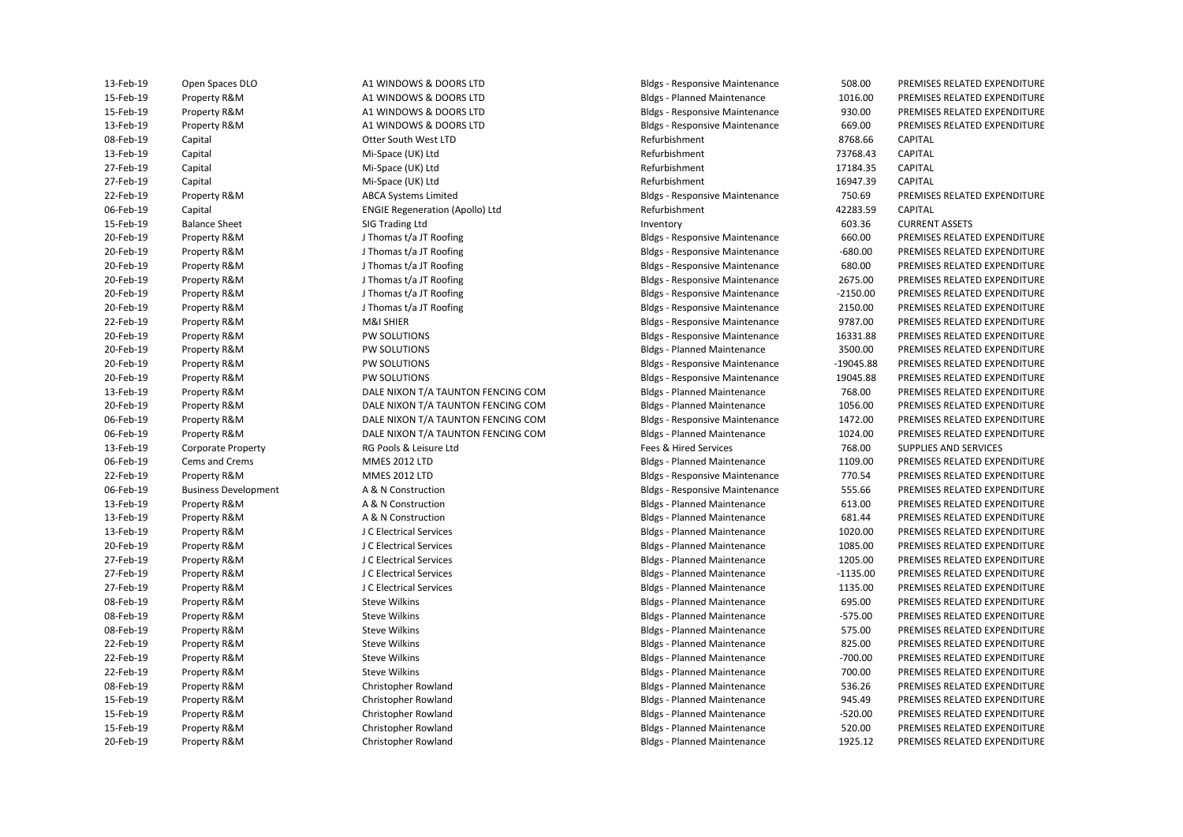| | | | | | |
|---|---|---|---|---|---|
| 13-Feb-19 | Open Spaces DLO | A1 WINDOWS & DOORS LTD | Bldgs - Responsive Maintenance | 508.00 | PREMISES RELATED EXPENDITURE |
| 15-Feb-19 | Property R&M | A1 WINDOWS & DOORS LTD | Bldgs - Planned Maintenance | 1016.00 | PREMISES RELATED EXPENDITURE |
| 15-Feb-19 | Property R&M | A1 WINDOWS & DOORS LTD | Bldgs - Responsive Maintenance | 930.00 | PREMISES RELATED EXPENDITURE |
| 13-Feb-19 | Property R&M | A1 WINDOWS & DOORS LTD | Bldgs - Responsive Maintenance | 669.00 | PREMISES RELATED EXPENDITURE |
| 08-Feb-19 | Capital | Otter South West LTD | Refurbishment | 8768.66 | CAPITAL |
| 13-Feb-19 | Capital | Mi-Space (UK) Ltd | Refurbishment | 73768.43 | CAPITAL |
| 27-Feb-19 | Capital | Mi-Space (UK) Ltd | Refurbishment | 17184.35 | CAPITAL |
| 27-Feb-19 | Capital | Mi-Space (UK) Ltd | Refurbishment | 16947.39 | CAPITAL |
| 22-Feb-19 | Property R&M | ABCA Systems Limited | Bldgs - Responsive Maintenance | 750.69 | PREMISES RELATED EXPENDITURE |
| 06-Feb-19 | Capital | ENGIE Regeneration (Apollo) Ltd | Refurbishment | 42283.59 | CAPITAL |
| 15-Feb-19 | Balance Sheet | SIG Trading Ltd | Inventory | 603.36 | CURRENT ASSETS |
| 20-Feb-19 | Property R&M | J Thomas t/a JT Roofing | Bldgs - Responsive Maintenance | 660.00 | PREMISES RELATED EXPENDITURE |
| 20-Feb-19 | Property R&M | J Thomas t/a JT Roofing | Bldgs - Responsive Maintenance | -680.00 | PREMISES RELATED EXPENDITURE |
| 20-Feb-19 | Property R&M | J Thomas t/a JT Roofing | Bldgs - Responsive Maintenance | 680.00 | PREMISES RELATED EXPENDITURE |
| 20-Feb-19 | Property R&M | J Thomas t/a JT Roofing | Bldgs - Responsive Maintenance | 2675.00 | PREMISES RELATED EXPENDITURE |
| 20-Feb-19 | Property R&M | J Thomas t/a JT Roofing | Bldgs - Responsive Maintenance | -2150.00 | PREMISES RELATED EXPENDITURE |
| 20-Feb-19 | Property R&M | J Thomas t/a JT Roofing | Bldgs - Responsive Maintenance | 2150.00 | PREMISES RELATED EXPENDITURE |
| 22-Feb-19 | Property R&M | M&I SHIER | Bldgs - Responsive Maintenance | 9787.00 | PREMISES RELATED EXPENDITURE |
| 20-Feb-19 | Property R&M | PW SOLUTIONS | Bldgs - Responsive Maintenance | 16331.88 | PREMISES RELATED EXPENDITURE |
| 20-Feb-19 | Property R&M | PW SOLUTIONS | Bldgs - Planned Maintenance | 3500.00 | PREMISES RELATED EXPENDITURE |
| 20-Feb-19 | Property R&M | PW SOLUTIONS | Bldgs - Responsive Maintenance | -19045.88 | PREMISES RELATED EXPENDITURE |
| 20-Feb-19 | Property R&M | PW SOLUTIONS | Bldgs - Responsive Maintenance | 19045.88 | PREMISES RELATED EXPENDITURE |
| 13-Feb-19 | Property R&M | DALE NIXON T/A TAUNTON FENCING COM | Bldgs - Planned Maintenance | 768.00 | PREMISES RELATED EXPENDITURE |
| 20-Feb-19 | Property R&M | DALE NIXON T/A TAUNTON FENCING COM | Bldgs - Planned Maintenance | 1056.00 | PREMISES RELATED EXPENDITURE |
| 06-Feb-19 | Property R&M | DALE NIXON T/A TAUNTON FENCING COM | Bldgs - Responsive Maintenance | 1472.00 | PREMISES RELATED EXPENDITURE |
| 06-Feb-19 | Property R&M | DALE NIXON T/A TAUNTON FENCING COM | Bldgs - Planned Maintenance | 1024.00 | PREMISES RELATED EXPENDITURE |
| 13-Feb-19 | Corporate Property | RG Pools & Leisure Ltd | Fees & Hired Services | 768.00 | SUPPLIES AND SERVICES |
| 06-Feb-19 | Cems and Crems | MMES 2012 LTD | Bldgs - Planned Maintenance | 1109.00 | PREMISES RELATED EXPENDITURE |
| 22-Feb-19 | Property R&M | MMES 2012 LTD | Bldgs - Responsive Maintenance | 770.54 | PREMISES RELATED EXPENDITURE |
| 06-Feb-19 | Business Development | A & N Construction | Bldgs - Responsive Maintenance | 555.66 | PREMISES RELATED EXPENDITURE |
| 13-Feb-19 | Property R&M | A & N Construction | Bldgs - Planned Maintenance | 613.00 | PREMISES RELATED EXPENDITURE |
| 13-Feb-19 | Property R&M | A & N Construction | Bldgs - Planned Maintenance | 681.44 | PREMISES RELATED EXPENDITURE |
| 13-Feb-19 | Property R&M | J C Electrical Services | Bldgs - Planned Maintenance | 1020.00 | PREMISES RELATED EXPENDITURE |
| 20-Feb-19 | Property R&M | J C Electrical Services | Bldgs - Planned Maintenance | 1085.00 | PREMISES RELATED EXPENDITURE |
| 27-Feb-19 | Property R&M | J C Electrical Services | Bldgs - Planned Maintenance | 1205.00 | PREMISES RELATED EXPENDITURE |
| 27-Feb-19 | Property R&M | J C Electrical Services | Bldgs - Planned Maintenance | -1135.00 | PREMISES RELATED EXPENDITURE |
| 27-Feb-19 | Property R&M | J C Electrical Services | Bldgs - Planned Maintenance | 1135.00 | PREMISES RELATED EXPENDITURE |
| 08-Feb-19 | Property R&M | Steve Wilkins | Bldgs - Planned Maintenance | 695.00 | PREMISES RELATED EXPENDITURE |
| 08-Feb-19 | Property R&M | Steve Wilkins | Bldgs - Planned Maintenance | -575.00 | PREMISES RELATED EXPENDITURE |
| 08-Feb-19 | Property R&M | Steve Wilkins | Bldgs - Planned Maintenance | 575.00 | PREMISES RELATED EXPENDITURE |
| 22-Feb-19 | Property R&M | Steve Wilkins | Bldgs - Planned Maintenance | 825.00 | PREMISES RELATED EXPENDITURE |
| 22-Feb-19 | Property R&M | Steve Wilkins | Bldgs - Planned Maintenance | -700.00 | PREMISES RELATED EXPENDITURE |
| 22-Feb-19 | Property R&M | Steve Wilkins | Bldgs - Planned Maintenance | 700.00 | PREMISES RELATED EXPENDITURE |
| 08-Feb-19 | Property R&M | Christopher Rowland | Bldgs - Planned Maintenance | 536.26 | PREMISES RELATED EXPENDITURE |
| 15-Feb-19 | Property R&M | Christopher Rowland | Bldgs - Planned Maintenance | 945.49 | PREMISES RELATED EXPENDITURE |
| 15-Feb-19 | Property R&M | Christopher Rowland | Bldgs - Planned Maintenance | -520.00 | PREMISES RELATED EXPENDITURE |
| 15-Feb-19 | Property R&M | Christopher Rowland | Bldgs - Planned Maintenance | 520.00 | PREMISES RELATED EXPENDITURE |
| 20-Feb-19 | Property R&M | Christopher Rowland | Bldgs - Planned Maintenance | 1925.12 | PREMISES RELATED EXPENDITURE |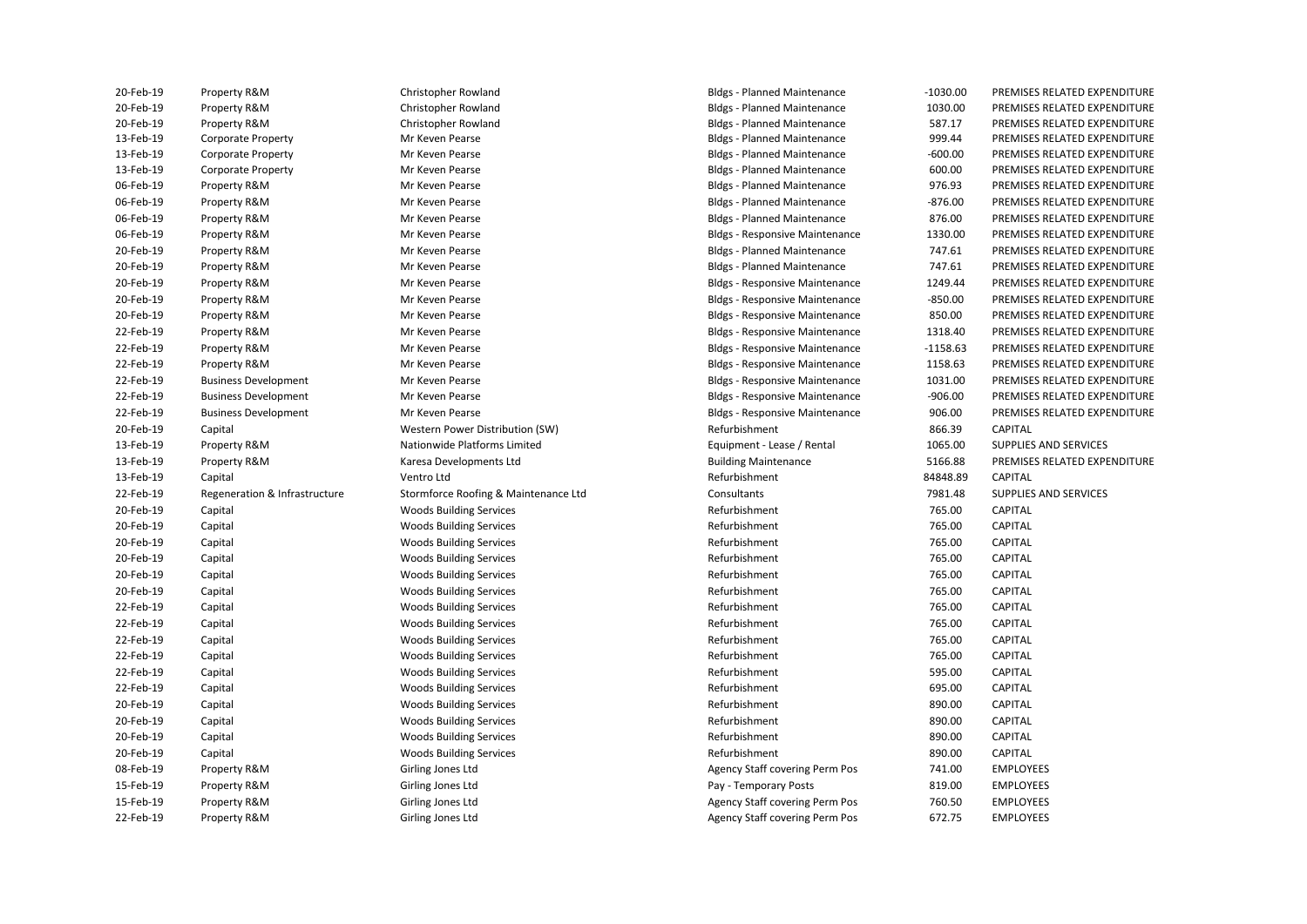| | | | | | |
|---|---|---|---|---|---|
| 20-Feb-19 | Property R&M | Christopher Rowland | Bldgs - Planned Maintenance | -1030.00 | PREMISES RELATED EXPENDITURE |
| 20-Feb-19 | Property R&M | Christopher Rowland | Bldgs - Planned Maintenance | 1030.00 | PREMISES RELATED EXPENDITURE |
| 20-Feb-19 | Property R&M | Christopher Rowland | Bldgs - Planned Maintenance | 587.17 | PREMISES RELATED EXPENDITURE |
| 13-Feb-19 | Corporate Property | Mr Keven Pearse | Bldgs - Planned Maintenance | 999.44 | PREMISES RELATED EXPENDITURE |
| 13-Feb-19 | Corporate Property | Mr Keven Pearse | Bldgs - Planned Maintenance | -600.00 | PREMISES RELATED EXPENDITURE |
| 13-Feb-19 | Corporate Property | Mr Keven Pearse | Bldgs - Planned Maintenance | 600.00 | PREMISES RELATED EXPENDITURE |
| 06-Feb-19 | Property R&M | Mr Keven Pearse | Bldgs - Planned Maintenance | 976.93 | PREMISES RELATED EXPENDITURE |
| 06-Feb-19 | Property R&M | Mr Keven Pearse | Bldgs - Planned Maintenance | -876.00 | PREMISES RELATED EXPENDITURE |
| 06-Feb-19 | Property R&M | Mr Keven Pearse | Bldgs - Planned Maintenance | 876.00 | PREMISES RELATED EXPENDITURE |
| 06-Feb-19 | Property R&M | Mr Keven Pearse | Bldgs - Responsive Maintenance | 1330.00 | PREMISES RELATED EXPENDITURE |
| 20-Feb-19 | Property R&M | Mr Keven Pearse | Bldgs - Planned Maintenance | 747.61 | PREMISES RELATED EXPENDITURE |
| 20-Feb-19 | Property R&M | Mr Keven Pearse | Bldgs - Planned Maintenance | 747.61 | PREMISES RELATED EXPENDITURE |
| 20-Feb-19 | Property R&M | Mr Keven Pearse | Bldgs - Responsive Maintenance | 1249.44 | PREMISES RELATED EXPENDITURE |
| 20-Feb-19 | Property R&M | Mr Keven Pearse | Bldgs - Responsive Maintenance | -850.00 | PREMISES RELATED EXPENDITURE |
| 20-Feb-19 | Property R&M | Mr Keven Pearse | Bldgs - Responsive Maintenance | 850.00 | PREMISES RELATED EXPENDITURE |
| 22-Feb-19 | Property R&M | Mr Keven Pearse | Bldgs - Responsive Maintenance | 1318.40 | PREMISES RELATED EXPENDITURE |
| 22-Feb-19 | Property R&M | Mr Keven Pearse | Bldgs - Responsive Maintenance | -1158.63 | PREMISES RELATED EXPENDITURE |
| 22-Feb-19 | Property R&M | Mr Keven Pearse | Bldgs - Responsive Maintenance | 1158.63 | PREMISES RELATED EXPENDITURE |
| 22-Feb-19 | Business Development | Mr Keven Pearse | Bldgs - Responsive Maintenance | 1031.00 | PREMISES RELATED EXPENDITURE |
| 22-Feb-19 | Business Development | Mr Keven Pearse | Bldgs - Responsive Maintenance | -906.00 | PREMISES RELATED EXPENDITURE |
| 22-Feb-19 | Business Development | Mr Keven Pearse | Bldgs - Responsive Maintenance | 906.00 | PREMISES RELATED EXPENDITURE |
| 20-Feb-19 | Capital | Western Power Distribution (SW) | Refurbishment | 866.39 | CAPITAL |
| 13-Feb-19 | Property R&M | Nationwide Platforms Limited | Equipment - Lease / Rental | 1065.00 | SUPPLIES AND SERVICES |
| 13-Feb-19 | Property R&M | Karesa Developments Ltd | Building Maintenance | 5166.88 | PREMISES RELATED EXPENDITURE |
| 13-Feb-19 | Capital | Ventro Ltd | Refurbishment | 84848.89 | CAPITAL |
| 22-Feb-19 | Regeneration & Infrastructure | Stormforce Roofing & Maintenance Ltd | Consultants | 7981.48 | SUPPLIES AND SERVICES |
| 20-Feb-19 | Capital | Woods Building Services | Refurbishment | 765.00 | CAPITAL |
| 20-Feb-19 | Capital | Woods Building Services | Refurbishment | 765.00 | CAPITAL |
| 20-Feb-19 | Capital | Woods Building Services | Refurbishment | 765.00 | CAPITAL |
| 20-Feb-19 | Capital | Woods Building Services | Refurbishment | 765.00 | CAPITAL |
| 20-Feb-19 | Capital | Woods Building Services | Refurbishment | 765.00 | CAPITAL |
| 20-Feb-19 | Capital | Woods Building Services | Refurbishment | 765.00 | CAPITAL |
| 22-Feb-19 | Capital | Woods Building Services | Refurbishment | 765.00 | CAPITAL |
| 22-Feb-19 | Capital | Woods Building Services | Refurbishment | 765.00 | CAPITAL |
| 22-Feb-19 | Capital | Woods Building Services | Refurbishment | 765.00 | CAPITAL |
| 22-Feb-19 | Capital | Woods Building Services | Refurbishment | 765.00 | CAPITAL |
| 22-Feb-19 | Capital | Woods Building Services | Refurbishment | 595.00 | CAPITAL |
| 22-Feb-19 | Capital | Woods Building Services | Refurbishment | 695.00 | CAPITAL |
| 20-Feb-19 | Capital | Woods Building Services | Refurbishment | 890.00 | CAPITAL |
| 20-Feb-19 | Capital | Woods Building Services | Refurbishment | 890.00 | CAPITAL |
| 20-Feb-19 | Capital | Woods Building Services | Refurbishment | 890.00 | CAPITAL |
| 20-Feb-19 | Capital | Woods Building Services | Refurbishment | 890.00 | CAPITAL |
| 08-Feb-19 | Property R&M | Girling Jones Ltd | Agency Staff covering Perm Pos | 741.00 | EMPLOYEES |
| 15-Feb-19 | Property R&M | Girling Jones Ltd | Pay - Temporary Posts | 819.00 | EMPLOYEES |
| 15-Feb-19 | Property R&M | Girling Jones Ltd | Agency Staff covering Perm Pos | 760.50 | EMPLOYEES |
| 22-Feb-19 | Property R&M | Girling Jones Ltd | Agency Staff covering Perm Pos | 672.75 | EMPLOYEES |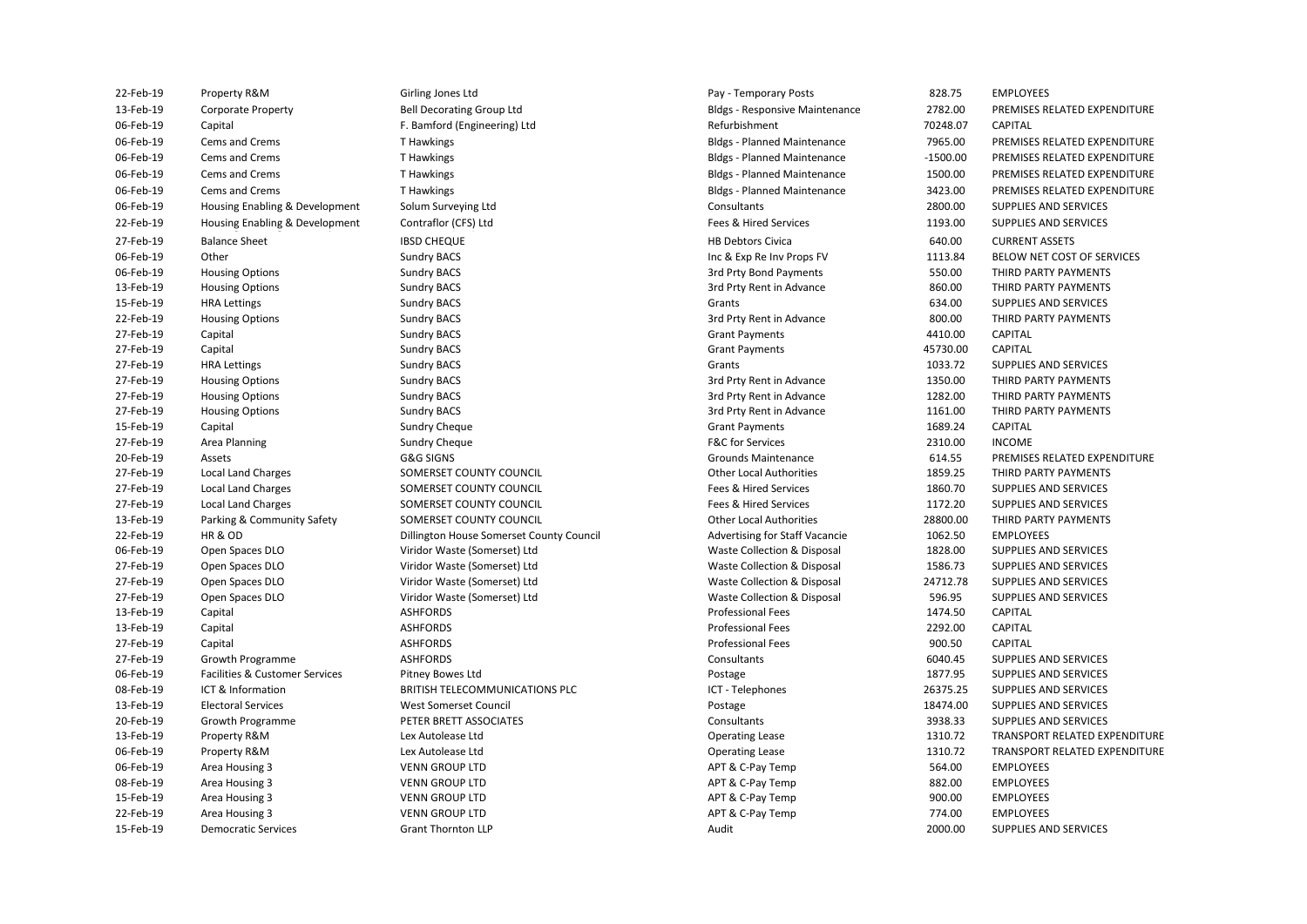| | | | | | |
|---|---|---|---|---|---|
| 22-Feb-19 | Property R&M | Girling Jones Ltd | Pay - Temporary Posts | 828.75 | EMPLOYEES |
| 13-Feb-19 | Corporate Property | Bell Decorating Group Ltd | Bldgs - Responsive Maintenance | 2782.00 | PREMISES RELATED EXPENDITURE |
| 06-Feb-19 | Capital | F. Bamford (Engineering) Ltd | Refurbishment | 70248.07 | CAPITAL |
| 06-Feb-19 | Cems and Crems | T Hawkings | Bldgs - Planned Maintenance | 7965.00 | PREMISES RELATED EXPENDITURE |
| 06-Feb-19 | Cems and Crems | T Hawkings | Bldgs - Planned Maintenance | -1500.00 | PREMISES RELATED EXPENDITURE |
| 06-Feb-19 | Cems and Crems | T Hawkings | Bldgs - Planned Maintenance | 1500.00 | PREMISES RELATED EXPENDITURE |
| 06-Feb-19 | Cems and Crems | T Hawkings | Bldgs - Planned Maintenance | 3423.00 | PREMISES RELATED EXPENDITURE |
| 06-Feb-19 | Housing Enabling & Development | Solum Surveying Ltd | Consultants | 2800.00 | SUPPLIES AND SERVICES |
| 22-Feb-19 | Housing Enabling & Development | Contraflor (CFS) Ltd | Fees & Hired Services | 1193.00 | SUPPLIES AND SERVICES |
| 27-Feb-19 | Balance Sheet | IBSD CHEQUE | HB Debtors Civica | 640.00 | CURRENT ASSETS |
| 06-Feb-19 | Other | Sundry BACS | Inc & Exp Re Inv Props FV | 1113.84 | BELOW NET COST OF SERVICES |
| 06-Feb-19 | Housing Options | Sundry BACS | 3rd Prty Bond Payments | 550.00 | THIRD PARTY PAYMENTS |
| 13-Feb-19 | Housing Options | Sundry BACS | 3rd Prty Rent in Advance | 860.00 | THIRD PARTY PAYMENTS |
| 15-Feb-19 | HRA Lettings | Sundry BACS | Grants | 634.00 | SUPPLIES AND SERVICES |
| 22-Feb-19 | Housing Options | Sundry BACS | 3rd Prty Rent in Advance | 800.00 | THIRD PARTY PAYMENTS |
| 27-Feb-19 | Capital | Sundry BACS | Grant Payments | 4410.00 | CAPITAL |
| 27-Feb-19 | Capital | Sundry BACS | Grant Payments | 45730.00 | CAPITAL |
| 27-Feb-19 | HRA Lettings | Sundry BACS | Grants | 1033.72 | SUPPLIES AND SERVICES |
| 27-Feb-19 | Housing Options | Sundry BACS | 3rd Prty Rent in Advance | 1350.00 | THIRD PARTY PAYMENTS |
| 27-Feb-19 | Housing Options | Sundry BACS | 3rd Prty Rent in Advance | 1282.00 | THIRD PARTY PAYMENTS |
| 27-Feb-19 | Housing Options | Sundry BACS | 3rd Prty Rent in Advance | 1161.00 | THIRD PARTY PAYMENTS |
| 15-Feb-19 | Capital | Sundry Cheque | Grant Payments | 1689.24 | CAPITAL |
| 27-Feb-19 | Area Planning | Sundry Cheque | F&C for Services | 2310.00 | INCOME |
| 20-Feb-19 | Assets | G&G SIGNS | Grounds Maintenance | 614.55 | PREMISES RELATED EXPENDITURE |
| 27-Feb-19 | Local Land Charges | SOMERSET COUNTY COUNCIL | Other Local Authorities | 1859.25 | THIRD PARTY PAYMENTS |
| 27-Feb-19 | Local Land Charges | SOMERSET COUNTY COUNCIL | Fees & Hired Services | 1860.70 | SUPPLIES AND SERVICES |
| 27-Feb-19 | Local Land Charges | SOMERSET COUNTY COUNCIL | Fees & Hired Services | 1172.20 | SUPPLIES AND SERVICES |
| 13-Feb-19 | Parking & Community Safety | SOMERSET COUNTY COUNCIL | Other Local Authorities | 28800.00 | THIRD PARTY PAYMENTS |
| 22-Feb-19 | HR & OD | Dillington House Somerset County Council | Advertising for Staff Vacancie | 1062.50 | EMPLOYEES |
| 06-Feb-19 | Open Spaces DLO | Viridor Waste (Somerset) Ltd | Waste Collection & Disposal | 1828.00 | SUPPLIES AND SERVICES |
| 27-Feb-19 | Open Spaces DLO | Viridor Waste (Somerset) Ltd | Waste Collection & Disposal | 1586.73 | SUPPLIES AND SERVICES |
| 27-Feb-19 | Open Spaces DLO | Viridor Waste (Somerset) Ltd | Waste Collection & Disposal | 24712.78 | SUPPLIES AND SERVICES |
| 27-Feb-19 | Open Spaces DLO | Viridor Waste (Somerset) Ltd | Waste Collection & Disposal | 596.95 | SUPPLIES AND SERVICES |
| 13-Feb-19 | Capital | ASHFORDS | Professional Fees | 1474.50 | CAPITAL |
| 13-Feb-19 | Capital | ASHFORDS | Professional Fees | 2292.00 | CAPITAL |
| 27-Feb-19 | Capital | ASHFORDS | Professional Fees | 900.50 | CAPITAL |
| 27-Feb-19 | Growth Programme | ASHFORDS | Consultants | 6040.45 | SUPPLIES AND SERVICES |
| 06-Feb-19 | Facilities & Customer Services | Pitney Bowes Ltd | Postage | 1877.95 | SUPPLIES AND SERVICES |
| 08-Feb-19 | ICT & Information | BRITISH TELECOMMUNICATIONS PLC | ICT - Telephones | 26375.25 | SUPPLIES AND SERVICES |
| 13-Feb-19 | Electoral Services | West Somerset Council | Postage | 18474.00 | SUPPLIES AND SERVICES |
| 20-Feb-19 | Growth Programme | PETER BRETT ASSOCIATES | Consultants | 3938.33 | SUPPLIES AND SERVICES |
| 13-Feb-19 | Property R&M | Lex Autolease Ltd | Operating Lease | 1310.72 | TRANSPORT RELATED EXPENDITURE |
| 06-Feb-19 | Property R&M | Lex Autolease Ltd | Operating Lease | 1310.72 | TRANSPORT RELATED EXPENDITURE |
| 06-Feb-19 | Area Housing 3 | VENN GROUP LTD | APT & C-Pay Temp | 564.00 | EMPLOYEES |
| 08-Feb-19 | Area Housing 3 | VENN GROUP LTD | APT & C-Pay Temp | 882.00 | EMPLOYEES |
| 15-Feb-19 | Area Housing 3 | VENN GROUP LTD | APT & C-Pay Temp | 900.00 | EMPLOYEES |
| 22-Feb-19 | Area Housing 3 | VENN GROUP LTD | APT & C-Pay Temp | 774.00 | EMPLOYEES |
| 15-Feb-19 | Democratic Services | Grant Thornton LLP | Audit | 2000.00 | SUPPLIES AND SERVICES |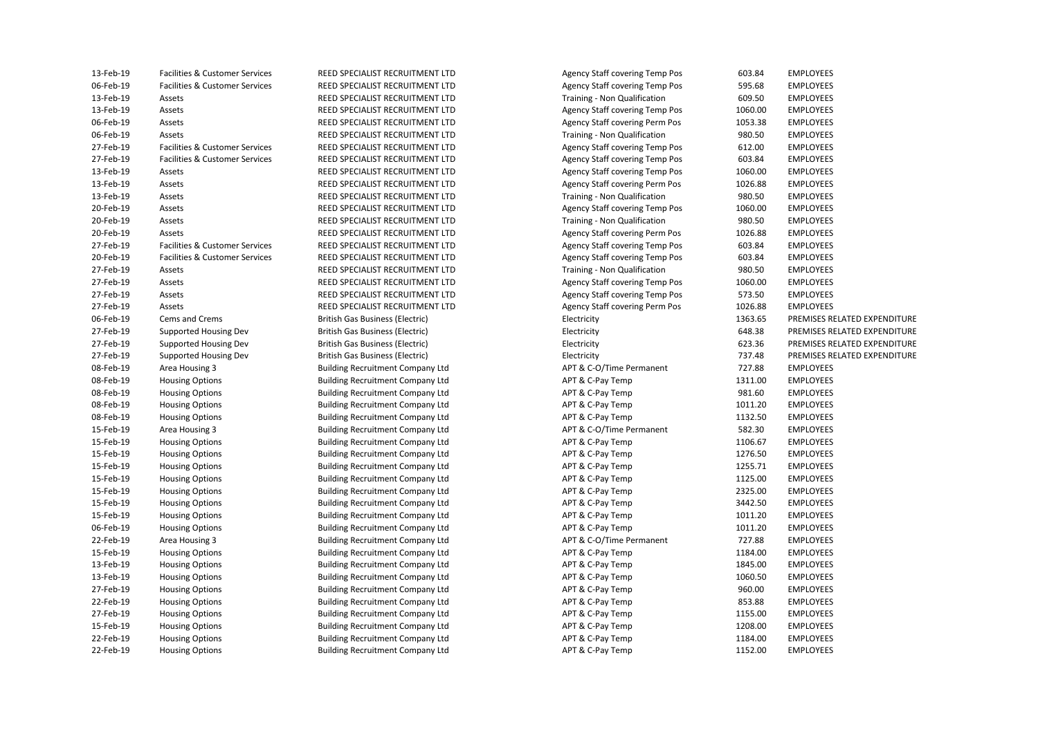| | | | | | |
|---|---|---|---|---|---|
| 13-Feb-19 | Facilities & Customer Services | REED SPECIALIST RECRUITMENT LTD | Agency Staff covering Temp Pos | 603.84 | EMPLOYEES |
| 06-Feb-19 | Facilities & Customer Services | REED SPECIALIST RECRUITMENT LTD | Agency Staff covering Temp Pos | 595.68 | EMPLOYEES |
| 13-Feb-19 | Assets | REED SPECIALIST RECRUITMENT LTD | Training - Non Qualification | 609.50 | EMPLOYEES |
| 13-Feb-19 | Assets | REED SPECIALIST RECRUITMENT LTD | Agency Staff covering Temp Pos | 1060.00 | EMPLOYEES |
| 06-Feb-19 | Assets | REED SPECIALIST RECRUITMENT LTD | Agency Staff covering Perm Pos | 1053.38 | EMPLOYEES |
| 06-Feb-19 | Assets | REED SPECIALIST RECRUITMENT LTD | Training - Non Qualification | 980.50 | EMPLOYEES |
| 27-Feb-19 | Facilities & Customer Services | REED SPECIALIST RECRUITMENT LTD | Agency Staff covering Temp Pos | 612.00 | EMPLOYEES |
| 27-Feb-19 | Facilities & Customer Services | REED SPECIALIST RECRUITMENT LTD | Agency Staff covering Temp Pos | 603.84 | EMPLOYEES |
| 13-Feb-19 | Assets | REED SPECIALIST RECRUITMENT LTD | Agency Staff covering Temp Pos | 1060.00 | EMPLOYEES |
| 13-Feb-19 | Assets | REED SPECIALIST RECRUITMENT LTD | Agency Staff covering Perm Pos | 1026.88 | EMPLOYEES |
| 13-Feb-19 | Assets | REED SPECIALIST RECRUITMENT LTD | Training - Non Qualification | 980.50 | EMPLOYEES |
| 20-Feb-19 | Assets | REED SPECIALIST RECRUITMENT LTD | Agency Staff covering Temp Pos | 1060.00 | EMPLOYEES |
| 20-Feb-19 | Assets | REED SPECIALIST RECRUITMENT LTD | Training - Non Qualification | 980.50 | EMPLOYEES |
| 20-Feb-19 | Assets | REED SPECIALIST RECRUITMENT LTD | Agency Staff covering Perm Pos | 1026.88 | EMPLOYEES |
| 27-Feb-19 | Facilities & Customer Services | REED SPECIALIST RECRUITMENT LTD | Agency Staff covering Temp Pos | 603.84 | EMPLOYEES |
| 20-Feb-19 | Facilities & Customer Services | REED SPECIALIST RECRUITMENT LTD | Agency Staff covering Temp Pos | 603.84 | EMPLOYEES |
| 27-Feb-19 | Assets | REED SPECIALIST RECRUITMENT LTD | Training - Non Qualification | 980.50 | EMPLOYEES |
| 27-Feb-19 | Assets | REED SPECIALIST RECRUITMENT LTD | Agency Staff covering Temp Pos | 1060.00 | EMPLOYEES |
| 27-Feb-19 | Assets | REED SPECIALIST RECRUITMENT LTD | Agency Staff covering Temp Pos | 573.50 | EMPLOYEES |
| 27-Feb-19 | Assets | REED SPECIALIST RECRUITMENT LTD | Agency Staff covering Perm Pos | 1026.88 | EMPLOYEES |
| 06-Feb-19 | Cems and Crems | British Gas Business (Electric) | Electricity | 1363.65 | PREMISES RELATED EXPENDITURE |
| 27-Feb-19 | Supported Housing Dev | British Gas Business (Electric) | Electricity | 648.38 | PREMISES RELATED EXPENDITURE |
| 27-Feb-19 | Supported Housing Dev | British Gas Business (Electric) | Electricity | 623.36 | PREMISES RELATED EXPENDITURE |
| 27-Feb-19 | Supported Housing Dev | British Gas Business (Electric) | Electricity | 737.48 | PREMISES RELATED EXPENDITURE |
| 08-Feb-19 | Area Housing 3 | Building Recruitment Company Ltd | APT & C-O/Time Permanent | 727.88 | EMPLOYEES |
| 08-Feb-19 | Housing Options | Building Recruitment Company Ltd | APT & C-Pay Temp | 1311.00 | EMPLOYEES |
| 08-Feb-19 | Housing Options | Building Recruitment Company Ltd | APT & C-Pay Temp | 981.60 | EMPLOYEES |
| 08-Feb-19 | Housing Options | Building Recruitment Company Ltd | APT & C-Pay Temp | 1011.20 | EMPLOYEES |
| 08-Feb-19 | Housing Options | Building Recruitment Company Ltd | APT & C-Pay Temp | 1132.50 | EMPLOYEES |
| 15-Feb-19 | Area Housing 3 | Building Recruitment Company Ltd | APT & C-O/Time Permanent | 582.30 | EMPLOYEES |
| 15-Feb-19 | Housing Options | Building Recruitment Company Ltd | APT & C-Pay Temp | 1106.67 | EMPLOYEES |
| 15-Feb-19 | Housing Options | Building Recruitment Company Ltd | APT & C-Pay Temp | 1276.50 | EMPLOYEES |
| 15-Feb-19 | Housing Options | Building Recruitment Company Ltd | APT & C-Pay Temp | 1255.71 | EMPLOYEES |
| 15-Feb-19 | Housing Options | Building Recruitment Company Ltd | APT & C-Pay Temp | 1125.00 | EMPLOYEES |
| 15-Feb-19 | Housing Options | Building Recruitment Company Ltd | APT & C-Pay Temp | 2325.00 | EMPLOYEES |
| 15-Feb-19 | Housing Options | Building Recruitment Company Ltd | APT & C-Pay Temp | 3442.50 | EMPLOYEES |
| 15-Feb-19 | Housing Options | Building Recruitment Company Ltd | APT & C-Pay Temp | 1011.20 | EMPLOYEES |
| 06-Feb-19 | Housing Options | Building Recruitment Company Ltd | APT & C-Pay Temp | 1011.20 | EMPLOYEES |
| 22-Feb-19 | Area Housing 3 | Building Recruitment Company Ltd | APT & C-O/Time Permanent | 727.88 | EMPLOYEES |
| 15-Feb-19 | Housing Options | Building Recruitment Company Ltd | APT & C-Pay Temp | 1184.00 | EMPLOYEES |
| 13-Feb-19 | Housing Options | Building Recruitment Company Ltd | APT & C-Pay Temp | 1845.00 | EMPLOYEES |
| 13-Feb-19 | Housing Options | Building Recruitment Company Ltd | APT & C-Pay Temp | 1060.50 | EMPLOYEES |
| 27-Feb-19 | Housing Options | Building Recruitment Company Ltd | APT & C-Pay Temp | 960.00 | EMPLOYEES |
| 22-Feb-19 | Housing Options | Building Recruitment Company Ltd | APT & C-Pay Temp | 853.88 | EMPLOYEES |
| 27-Feb-19 | Housing Options | Building Recruitment Company Ltd | APT & C-Pay Temp | 1155.00 | EMPLOYEES |
| 15-Feb-19 | Housing Options | Building Recruitment Company Ltd | APT & C-Pay Temp | 1208.00 | EMPLOYEES |
| 22-Feb-19 | Housing Options | Building Recruitment Company Ltd | APT & C-Pay Temp | 1184.00 | EMPLOYEES |
| 22-Feb-19 | Housing Options | Building Recruitment Company Ltd | APT & C-Pay Temp | 1152.00 | EMPLOYEES |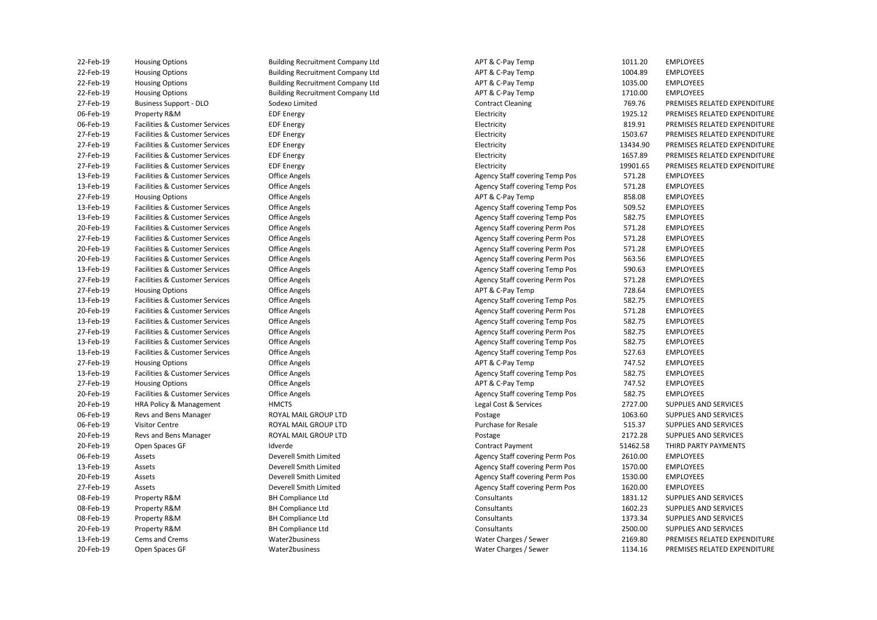| | | | | | |
|---|---|---|---|---|---|
| 22-Feb-19 | Housing Options | Building Recruitment Company Ltd | APT & C-Pay Temp | 1011.20 | EMPLOYEES |
| 22-Feb-19 | Housing Options | Building Recruitment Company Ltd | APT & C-Pay Temp | 1004.89 | EMPLOYEES |
| 22-Feb-19 | Housing Options | Building Recruitment Company Ltd | APT & C-Pay Temp | 1035.00 | EMPLOYEES |
| 22-Feb-19 | Housing Options | Building Recruitment Company Ltd | APT & C-Pay Temp | 1710.00 | EMPLOYEES |
| 27-Feb-19 | Business Support - DLO | Sodexo Limited | Contract Cleaning | 769.76 | PREMISES RELATED EXPENDITURE |
| 06-Feb-19 | Property R&M | EDF Energy | Electricity | 1925.12 | PREMISES RELATED EXPENDITURE |
| 06-Feb-19 | Facilities & Customer Services | EDF Energy | Electricity | 819.91 | PREMISES RELATED EXPENDITURE |
| 27-Feb-19 | Facilities & Customer Services | EDF Energy | Electricity | 1503.67 | PREMISES RELATED EXPENDITURE |
| 27-Feb-19 | Facilities & Customer Services | EDF Energy | Electricity | 13434.90 | PREMISES RELATED EXPENDITURE |
| 27-Feb-19 | Facilities & Customer Services | EDF Energy | Electricity | 1657.89 | PREMISES RELATED EXPENDITURE |
| 27-Feb-19 | Facilities & Customer Services | EDF Energy | Electricity | 19901.65 | PREMISES RELATED EXPENDITURE |
| 13-Feb-19 | Facilities & Customer Services | Office Angels | Agency Staff covering Temp Pos | 571.28 | EMPLOYEES |
| 13-Feb-19 | Facilities & Customer Services | Office Angels | Agency Staff covering Temp Pos | 571.28 | EMPLOYEES |
| 27-Feb-19 | Housing Options | Office Angels | APT & C-Pay Temp | 858.08 | EMPLOYEES |
| 13-Feb-19 | Facilities & Customer Services | Office Angels | Agency Staff covering Temp Pos | 509.52 | EMPLOYEES |
| 13-Feb-19 | Facilities & Customer Services | Office Angels | Agency Staff covering Temp Pos | 582.75 | EMPLOYEES |
| 20-Feb-19 | Facilities & Customer Services | Office Angels | Agency Staff covering Perm Pos | 571.28 | EMPLOYEES |
| 27-Feb-19 | Facilities & Customer Services | Office Angels | Agency Staff covering Perm Pos | 571.28 | EMPLOYEES |
| 20-Feb-19 | Facilities & Customer Services | Office Angels | Agency Staff covering Perm Pos | 571.28 | EMPLOYEES |
| 20-Feb-19 | Facilities & Customer Services | Office Angels | Agency Staff covering Perm Pos | 563.56 | EMPLOYEES |
| 13-Feb-19 | Facilities & Customer Services | Office Angels | Agency Staff covering Temp Pos | 590.63 | EMPLOYEES |
| 27-Feb-19 | Facilities & Customer Services | Office Angels | Agency Staff covering Perm Pos | 571.28 | EMPLOYEES |
| 27-Feb-19 | Housing Options | Office Angels | APT & C-Pay Temp | 728.64 | EMPLOYEES |
| 13-Feb-19 | Facilities & Customer Services | Office Angels | Agency Staff covering Temp Pos | 582.75 | EMPLOYEES |
| 20-Feb-19 | Facilities & Customer Services | Office Angels | Agency Staff covering Perm Pos | 571.28 | EMPLOYEES |
| 13-Feb-19 | Facilities & Customer Services | Office Angels | Agency Staff covering Temp Pos | 582.75 | EMPLOYEES |
| 27-Feb-19 | Facilities & Customer Services | Office Angels | Agency Staff covering Perm Pos | 582.75 | EMPLOYEES |
| 13-Feb-19 | Facilities & Customer Services | Office Angels | Agency Staff covering Temp Pos | 582.75 | EMPLOYEES |
| 13-Feb-19 | Facilities & Customer Services | Office Angels | Agency Staff covering Temp Pos | 527.63 | EMPLOYEES |
| 27-Feb-19 | Housing Options | Office Angels | APT & C-Pay Temp | 747.52 | EMPLOYEES |
| 13-Feb-19 | Facilities & Customer Services | Office Angels | Agency Staff covering Temp Pos | 582.75 | EMPLOYEES |
| 27-Feb-19 | Housing Options | Office Angels | APT & C-Pay Temp | 747.52 | EMPLOYEES |
| 20-Feb-19 | Facilities & Customer Services | Office Angels | Agency Staff covering Temp Pos | 582.75 | EMPLOYEES |
| 20-Feb-19 | HRA Policy & Management | HMCTS | Legal Cost & Services | 2727.00 | SUPPLIES AND SERVICES |
| 06-Feb-19 | Revs and Bens Manager | ROYAL MAIL GROUP LTD | Postage | 1063.60 | SUPPLIES AND SERVICES |
| 06-Feb-19 | Visitor Centre | ROYAL MAIL GROUP LTD | Purchase for Resale | 515.37 | SUPPLIES AND SERVICES |
| 20-Feb-19 | Revs and Bens Manager | ROYAL MAIL GROUP LTD | Postage | 2172.28 | SUPPLIES AND SERVICES |
| 20-Feb-19 | Open Spaces GF | Idverde | Contract Payment | 51462.58 | THIRD PARTY PAYMENTS |
| 06-Feb-19 | Assets | Deverell Smith Limited | Agency Staff covering Perm Pos | 2610.00 | EMPLOYEES |
| 13-Feb-19 | Assets | Deverell Smith Limited | Agency Staff covering Perm Pos | 1570.00 | EMPLOYEES |
| 20-Feb-19 | Assets | Deverell Smith Limited | Agency Staff covering Perm Pos | 1530.00 | EMPLOYEES |
| 27-Feb-19 | Assets | Deverell Smith Limited | Agency Staff covering Perm Pos | 1620.00 | EMPLOYEES |
| 08-Feb-19 | Property R&M | BH Compliance Ltd | Consultants | 1831.12 | SUPPLIES AND SERVICES |
| 08-Feb-19 | Property R&M | BH Compliance Ltd | Consultants | 1602.23 | SUPPLIES AND SERVICES |
| 08-Feb-19 | Property R&M | BH Compliance Ltd | Consultants | 1373.34 | SUPPLIES AND SERVICES |
| 20-Feb-19 | Property R&M | BH Compliance Ltd | Consultants | 2500.00 | SUPPLIES AND SERVICES |
| 13-Feb-19 | Cems and Crems | Water2business | Water Charges / Sewer | 2169.80 | PREMISES RELATED EXPENDITURE |
| 20-Feb-19 | Open Spaces GF | Water2business | Water Charges / Sewer | 1134.16 | PREMISES RELATED EXPENDITURE |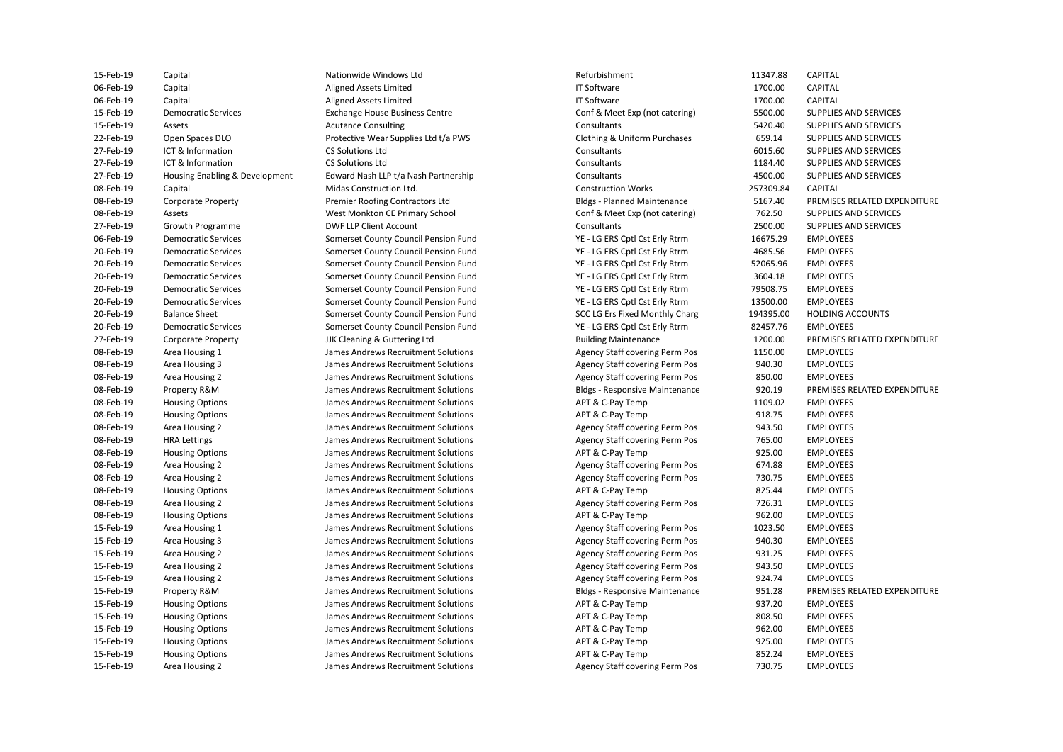| | | | | | |
|---|---|---|---|---|---|
| 15-Feb-19 | Capital | Nationwide Windows Ltd | Refurbishment | 11347.88 | CAPITAL |
| 06-Feb-19 | Capital | Aligned Assets Limited | IT Software | 1700.00 | CAPITAL |
| 06-Feb-19 | Capital | Aligned Assets Limited | IT Software | 1700.00 | CAPITAL |
| 15-Feb-19 | Democratic Services | Exchange House Business Centre | Conf & Meet Exp (not catering) | 5500.00 | SUPPLIES AND SERVICES |
| 15-Feb-19 | Assets | Acutance Consulting | Consultants | 5420.40 | SUPPLIES AND SERVICES |
| 22-Feb-19 | Open Spaces DLO | Protective Wear Supplies Ltd t/a PWS | Clothing & Uniform Purchases | 659.14 | SUPPLIES AND SERVICES |
| 27-Feb-19 | ICT & Information | CS Solutions Ltd | Consultants | 6015.60 | SUPPLIES AND SERVICES |
| 27-Feb-19 | ICT & Information | CS Solutions Ltd | Consultants | 1184.40 | SUPPLIES AND SERVICES |
| 27-Feb-19 | Housing Enabling & Development | Edward Nash LLP t/a Nash Partnership | Consultants | 4500.00 | SUPPLIES AND SERVICES |
| 08-Feb-19 | Capital | Midas Construction Ltd. | Construction Works | 257309.84 | CAPITAL |
| 08-Feb-19 | Corporate Property | Premier Roofing Contractors Ltd | Bldgs - Planned Maintenance | 5167.40 | PREMISES RELATED EXPENDITURE |
| 08-Feb-19 | Assets | West Monkton CE Primary School | Conf & Meet Exp (not catering) | 762.50 | SUPPLIES AND SERVICES |
| 27-Feb-19 | Growth Programme | DWF LLP Client Account | Consultants | 2500.00 | SUPPLIES AND SERVICES |
| 06-Feb-19 | Democratic Services | Somerset County Council Pension Fund | YE - LG ERS Cptl Cst Erly Rtrm | 16675.29 | EMPLOYEES |
| 20-Feb-19 | Democratic Services | Somerset County Council Pension Fund | YE - LG ERS Cptl Cst Erly Rtrm | 4685.56 | EMPLOYEES |
| 20-Feb-19 | Democratic Services | Somerset County Council Pension Fund | YE - LG ERS Cptl Cst Erly Rtrm | 52065.96 | EMPLOYEES |
| 20-Feb-19 | Democratic Services | Somerset County Council Pension Fund | YE - LG ERS Cptl Cst Erly Rtrm | 3604.18 | EMPLOYEES |
| 20-Feb-19 | Democratic Services | Somerset County Council Pension Fund | YE - LG ERS Cptl Cst Erly Rtrm | 79508.75 | EMPLOYEES |
| 20-Feb-19 | Democratic Services | Somerset County Council Pension Fund | YE - LG ERS Cptl Cst Erly Rtrm | 13500.00 | EMPLOYEES |
| 20-Feb-19 | Balance Sheet | Somerset County Council Pension Fund | SCC LG Ers Fixed Monthly Charg | 194395.00 | HOLDING ACCOUNTS |
| 20-Feb-19 | Democratic Services | Somerset County Council Pension Fund | YE - LG ERS Cptl Cst Erly Rtrm | 82457.76 | EMPLOYEES |
| 27-Feb-19 | Corporate Property | JJK Cleaning & Guttering Ltd | Building Maintenance | 1200.00 | PREMISES RELATED EXPENDITURE |
| 08-Feb-19 | Area Housing 1 | James Andrews Recruitment Solutions | Agency Staff covering Perm Pos | 1150.00 | EMPLOYEES |
| 08-Feb-19 | Area Housing 3 | James Andrews Recruitment Solutions | Agency Staff covering Perm Pos | 940.30 | EMPLOYEES |
| 08-Feb-19 | Area Housing 2 | James Andrews Recruitment Solutions | Agency Staff covering Perm Pos | 850.00 | EMPLOYEES |
| 08-Feb-19 | Property R&M | James Andrews Recruitment Solutions | Bldgs - Responsive Maintenance | 920.19 | PREMISES RELATED EXPENDITURE |
| 08-Feb-19 | Housing Options | James Andrews Recruitment Solutions | APT & C-Pay Temp | 1109.02 | EMPLOYEES |
| 08-Feb-19 | Housing Options | James Andrews Recruitment Solutions | APT & C-Pay Temp | 918.75 | EMPLOYEES |
| 08-Feb-19 | Area Housing 2 | James Andrews Recruitment Solutions | Agency Staff covering Perm Pos | 943.50 | EMPLOYEES |
| 08-Feb-19 | HRA Lettings | James Andrews Recruitment Solutions | Agency Staff covering Perm Pos | 765.00 | EMPLOYEES |
| 08-Feb-19 | Housing Options | James Andrews Recruitment Solutions | APT & C-Pay Temp | 925.00 | EMPLOYEES |
| 08-Feb-19 | Area Housing 2 | James Andrews Recruitment Solutions | Agency Staff covering Perm Pos | 674.88 | EMPLOYEES |
| 08-Feb-19 | Area Housing 2 | James Andrews Recruitment Solutions | Agency Staff covering Perm Pos | 730.75 | EMPLOYEES |
| 08-Feb-19 | Housing Options | James Andrews Recruitment Solutions | APT & C-Pay Temp | 825.44 | EMPLOYEES |
| 08-Feb-19 | Area Housing 2 | James Andrews Recruitment Solutions | Agency Staff covering Perm Pos | 726.31 | EMPLOYEES |
| 08-Feb-19 | Housing Options | James Andrews Recruitment Solutions | APT & C-Pay Temp | 962.00 | EMPLOYEES |
| 15-Feb-19 | Area Housing 1 | James Andrews Recruitment Solutions | Agency Staff covering Perm Pos | 1023.50 | EMPLOYEES |
| 15-Feb-19 | Area Housing 3 | James Andrews Recruitment Solutions | Agency Staff covering Perm Pos | 940.30 | EMPLOYEES |
| 15-Feb-19 | Area Housing 2 | James Andrews Recruitment Solutions | Agency Staff covering Perm Pos | 931.25 | EMPLOYEES |
| 15-Feb-19 | Area Housing 2 | James Andrews Recruitment Solutions | Agency Staff covering Perm Pos | 943.50 | EMPLOYEES |
| 15-Feb-19 | Area Housing 2 | James Andrews Recruitment Solutions | Agency Staff covering Perm Pos | 924.74 | EMPLOYEES |
| 15-Feb-19 | Property R&M | James Andrews Recruitment Solutions | Bldgs - Responsive Maintenance | 951.28 | PREMISES RELATED EXPENDITURE |
| 15-Feb-19 | Housing Options | James Andrews Recruitment Solutions | APT & C-Pay Temp | 937.20 | EMPLOYEES |
| 15-Feb-19 | Housing Options | James Andrews Recruitment Solutions | APT & C-Pay Temp | 808.50 | EMPLOYEES |
| 15-Feb-19 | Housing Options | James Andrews Recruitment Solutions | APT & C-Pay Temp | 962.00 | EMPLOYEES |
| 15-Feb-19 | Housing Options | James Andrews Recruitment Solutions | APT & C-Pay Temp | 925.00 | EMPLOYEES |
| 15-Feb-19 | Housing Options | James Andrews Recruitment Solutions | APT & C-Pay Temp | 852.24 | EMPLOYEES |
| 15-Feb-19 | Area Housing 2 | James Andrews Recruitment Solutions | Agency Staff covering Perm Pos | 730.75 | EMPLOYEES |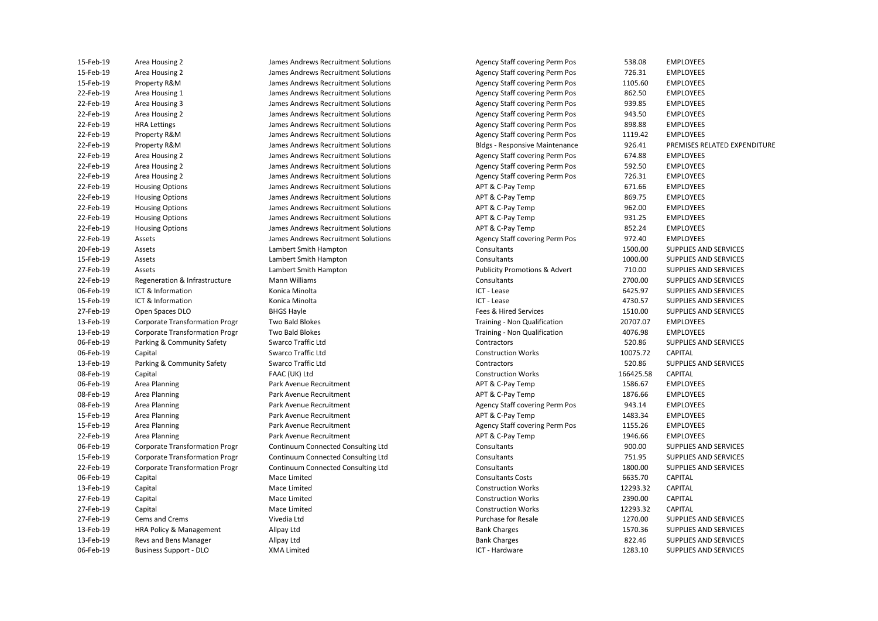| | | | | | |
|---|---|---|---|---|---|
| 15-Feb-19 | Area Housing 2 | James Andrews Recruitment Solutions | Agency Staff covering Perm Pos | 538.08 | EMPLOYEES |
| 15-Feb-19 | Area Housing 2 | James Andrews Recruitment Solutions | Agency Staff covering Perm Pos | 726.31 | EMPLOYEES |
| 15-Feb-19 | Property R&M | James Andrews Recruitment Solutions | Agency Staff covering Perm Pos | 1105.60 | EMPLOYEES |
| 22-Feb-19 | Area Housing 1 | James Andrews Recruitment Solutions | Agency Staff covering Perm Pos | 862.50 | EMPLOYEES |
| 22-Feb-19 | Area Housing 3 | James Andrews Recruitment Solutions | Agency Staff covering Perm Pos | 939.85 | EMPLOYEES |
| 22-Feb-19 | Area Housing 2 | James Andrews Recruitment Solutions | Agency Staff covering Perm Pos | 943.50 | EMPLOYEES |
| 22-Feb-19 | HRA Lettings | James Andrews Recruitment Solutions | Agency Staff covering Perm Pos | 898.88 | EMPLOYEES |
| 22-Feb-19 | Property R&M | James Andrews Recruitment Solutions | Agency Staff covering Perm Pos | 1119.42 | EMPLOYEES |
| 22-Feb-19 | Property R&M | James Andrews Recruitment Solutions | Bldgs - Responsive Maintenance | 926.41 | PREMISES RELATED EXPENDITURE |
| 22-Feb-19 | Area Housing 2 | James Andrews Recruitment Solutions | Agency Staff covering Perm Pos | 674.88 | EMPLOYEES |
| 22-Feb-19 | Area Housing 2 | James Andrews Recruitment Solutions | Agency Staff covering Perm Pos | 592.50 | EMPLOYEES |
| 22-Feb-19 | Area Housing 2 | James Andrews Recruitment Solutions | Agency Staff covering Perm Pos | 726.31 | EMPLOYEES |
| 22-Feb-19 | Housing Options | James Andrews Recruitment Solutions | APT & C-Pay Temp | 671.66 | EMPLOYEES |
| 22-Feb-19 | Housing Options | James Andrews Recruitment Solutions | APT & C-Pay Temp | 869.75 | EMPLOYEES |
| 22-Feb-19 | Housing Options | James Andrews Recruitment Solutions | APT & C-Pay Temp | 962.00 | EMPLOYEES |
| 22-Feb-19 | Housing Options | James Andrews Recruitment Solutions | APT & C-Pay Temp | 931.25 | EMPLOYEES |
| 22-Feb-19 | Housing Options | James Andrews Recruitment Solutions | APT & C-Pay Temp | 852.24 | EMPLOYEES |
| 22-Feb-19 | Assets | James Andrews Recruitment Solutions | Agency Staff covering Perm Pos | 972.40 | EMPLOYEES |
| 20-Feb-19 | Assets | Lambert Smith Hampton | Consultants | 1500.00 | SUPPLIES AND SERVICES |
| 15-Feb-19 | Assets | Lambert Smith Hampton | Consultants | 1000.00 | SUPPLIES AND SERVICES |
| 27-Feb-19 | Assets | Lambert Smith Hampton | Publicity Promotions & Advert | 710.00 | SUPPLIES AND SERVICES |
| 22-Feb-19 | Regeneration & Infrastructure | Mann Williams | Consultants | 2700.00 | SUPPLIES AND SERVICES |
| 06-Feb-19 | ICT & Information | Konica Minolta | ICT - Lease | 6425.97 | SUPPLIES AND SERVICES |
| 15-Feb-19 | ICT & Information | Konica Minolta | ICT - Lease | 4730.57 | SUPPLIES AND SERVICES |
| 27-Feb-19 | Open Spaces DLO | BHGS Hayle | Fees & Hired Services | 1510.00 | SUPPLIES AND SERVICES |
| 13-Feb-19 | Corporate Transformation Progr | Two Bald Blokes | Training - Non Qualification | 20707.07 | EMPLOYEES |
| 13-Feb-19 | Corporate Transformation Progr | Two Bald Blokes | Training - Non Qualification | 4076.98 | EMPLOYEES |
| 06-Feb-19 | Parking & Community Safety | Swarco Traffic Ltd | Contractors | 520.86 | SUPPLIES AND SERVICES |
| 06-Feb-19 | Capital | Swarco Traffic Ltd | Construction Works | 10075.72 | CAPITAL |
| 13-Feb-19 | Parking & Community Safety | Swarco Traffic Ltd | Contractors | 520.86 | SUPPLIES AND SERVICES |
| 08-Feb-19 | Capital | FAAC (UK) Ltd | Construction Works | 166425.58 | CAPITAL |
| 06-Feb-19 | Area Planning | Park Avenue Recruitment | APT & C-Pay Temp | 1586.67 | EMPLOYEES |
| 08-Feb-19 | Area Planning | Park Avenue Recruitment | APT & C-Pay Temp | 1876.66 | EMPLOYEES |
| 08-Feb-19 | Area Planning | Park Avenue Recruitment | Agency Staff covering Perm Pos | 943.14 | EMPLOYEES |
| 15-Feb-19 | Area Planning | Park Avenue Recruitment | APT & C-Pay Temp | 1483.34 | EMPLOYEES |
| 15-Feb-19 | Area Planning | Park Avenue Recruitment | Agency Staff covering Perm Pos | 1155.26 | EMPLOYEES |
| 22-Feb-19 | Area Planning | Park Avenue Recruitment | APT & C-Pay Temp | 1946.66 | EMPLOYEES |
| 06-Feb-19 | Corporate Transformation Progr | Continuum Connected Consulting Ltd | Consultants | 900.00 | SUPPLIES AND SERVICES |
| 15-Feb-19 | Corporate Transformation Progr | Continuum Connected Consulting Ltd | Consultants | 751.95 | SUPPLIES AND SERVICES |
| 22-Feb-19 | Corporate Transformation Progr | Continuum Connected Consulting Ltd | Consultants | 1800.00 | SUPPLIES AND SERVICES |
| 06-Feb-19 | Capital | Mace Limited | Consultants Costs | 6635.70 | CAPITAL |
| 13-Feb-19 | Capital | Mace Limited | Construction Works | 12293.32 | CAPITAL |
| 27-Feb-19 | Capital | Mace Limited | Construction Works | 2390.00 | CAPITAL |
| 27-Feb-19 | Capital | Mace Limited | Construction Works | 12293.32 | CAPITAL |
| 27-Feb-19 | Cems and Crems | Vivedia Ltd | Purchase for Resale | 1270.00 | SUPPLIES AND SERVICES |
| 13-Feb-19 | HRA Policy & Management | Allpay Ltd | Bank Charges | 1570.36 | SUPPLIES AND SERVICES |
| 13-Feb-19 | Revs and Bens Manager | Allpay Ltd | Bank Charges | 822.46 | SUPPLIES AND SERVICES |
| 06-Feb-19 | Business Support - DLO | XMA Limited | ICT - Hardware | 1283.10 | SUPPLIES AND SERVICES |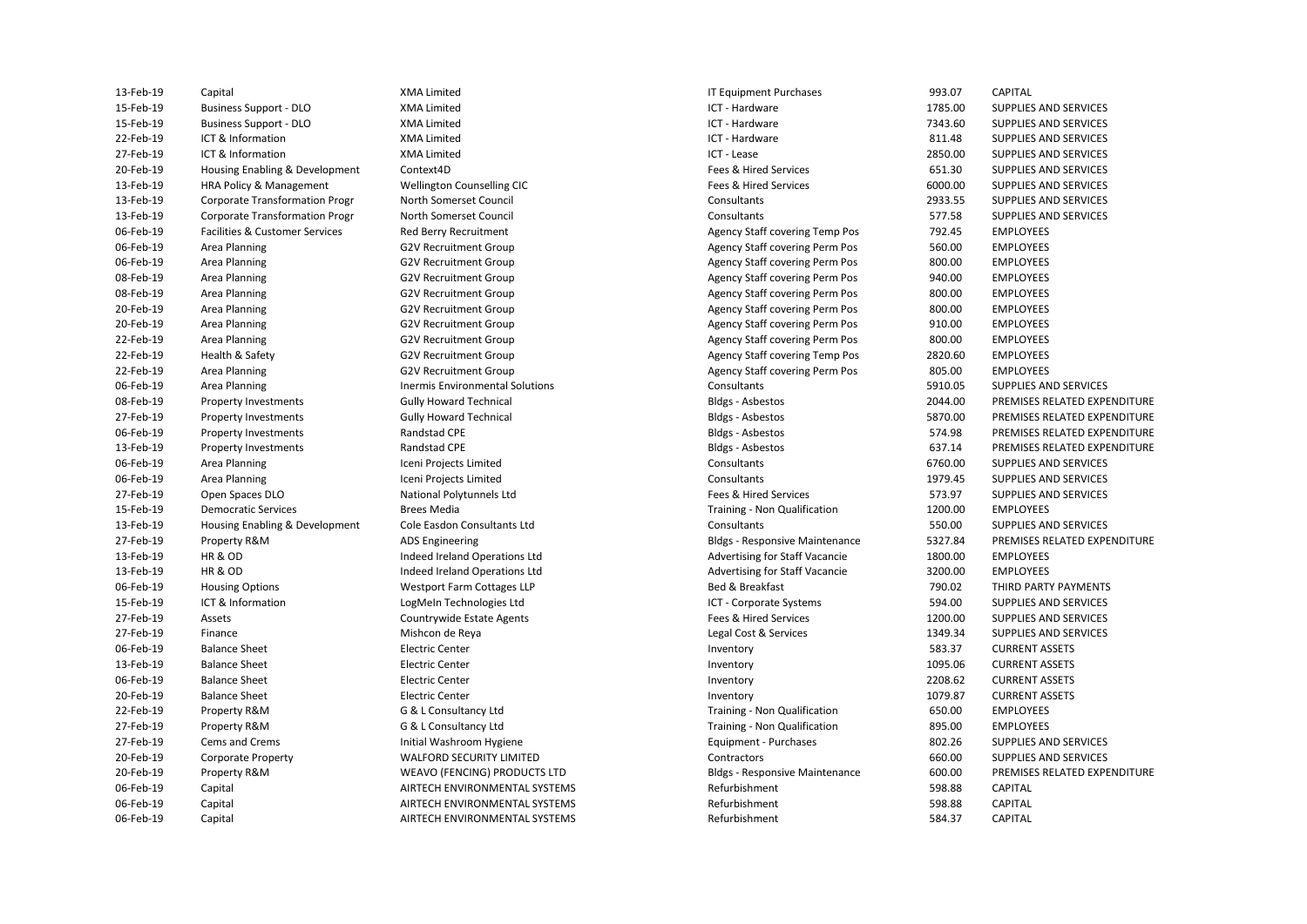| | | | | | |
|---|---|---|---|---|---|
| 13-Feb-19 | Capital | XMA Limited | IT Equipment Purchases | 993.07 | CAPITAL |
| 15-Feb-19 | Business Support - DLO | XMA Limited | ICT - Hardware | 1785.00 | SUPPLIES AND SERVICES |
| 15-Feb-19 | Business Support - DLO | XMA Limited | ICT - Hardware | 7343.60 | SUPPLIES AND SERVICES |
| 22-Feb-19 | ICT & Information | XMA Limited | ICT - Hardware | 811.48 | SUPPLIES AND SERVICES |
| 27-Feb-19 | ICT & Information | XMA Limited | ICT - Lease | 2850.00 | SUPPLIES AND SERVICES |
| 20-Feb-19 | Housing Enabling & Development | Context4D | Fees & Hired Services | 651.30 | SUPPLIES AND SERVICES |
| 13-Feb-19 | HRA Policy & Management | Wellington Counselling CIC | Fees & Hired Services | 6000.00 | SUPPLIES AND SERVICES |
| 13-Feb-19 | Corporate Transformation Progr | North Somerset Council | Consultants | 2933.55 | SUPPLIES AND SERVICES |
| 13-Feb-19 | Corporate Transformation Progr | North Somerset Council | Consultants | 577.58 | SUPPLIES AND SERVICES |
| 06-Feb-19 | Facilities & Customer Services | Red Berry Recruitment | Agency Staff covering Temp Pos | 792.45 | EMPLOYEES |
| 06-Feb-19 | Area Planning | G2V Recruitment Group | Agency Staff covering Perm Pos | 560.00 | EMPLOYEES |
| 06-Feb-19 | Area Planning | G2V Recruitment Group | Agency Staff covering Perm Pos | 800.00 | EMPLOYEES |
| 08-Feb-19 | Area Planning | G2V Recruitment Group | Agency Staff covering Perm Pos | 940.00 | EMPLOYEES |
| 08-Feb-19 | Area Planning | G2V Recruitment Group | Agency Staff covering Perm Pos | 800.00 | EMPLOYEES |
| 20-Feb-19 | Area Planning | G2V Recruitment Group | Agency Staff covering Perm Pos | 800.00 | EMPLOYEES |
| 20-Feb-19 | Area Planning | G2V Recruitment Group | Agency Staff covering Perm Pos | 910.00 | EMPLOYEES |
| 22-Feb-19 | Area Planning | G2V Recruitment Group | Agency Staff covering Perm Pos | 800.00 | EMPLOYEES |
| 22-Feb-19 | Health & Safety | G2V Recruitment Group | Agency Staff covering Temp Pos | 2820.60 | EMPLOYEES |
| 22-Feb-19 | Area Planning | G2V Recruitment Group | Agency Staff covering Perm Pos | 805.00 | EMPLOYEES |
| 06-Feb-19 | Area Planning | Inermis Environmental Solutions | Consultants | 5910.05 | SUPPLIES AND SERVICES |
| 08-Feb-19 | Property Investments | Gully Howard Technical | Bldgs - Asbestos | 2044.00 | PREMISES RELATED EXPENDITURE |
| 27-Feb-19 | Property Investments | Gully Howard Technical | Bldgs - Asbestos | 5870.00 | PREMISES RELATED EXPENDITURE |
| 06-Feb-19 | Property Investments | Randstad CPE | Bldgs - Asbestos | 574.98 | PREMISES RELATED EXPENDITURE |
| 13-Feb-19 | Property Investments | Randstad CPE | Bldgs - Asbestos | 637.14 | PREMISES RELATED EXPENDITURE |
| 06-Feb-19 | Area Planning | Iceni Projects Limited | Consultants | 6760.00 | SUPPLIES AND SERVICES |
| 06-Feb-19 | Area Planning | Iceni Projects Limited | Consultants | 1979.45 | SUPPLIES AND SERVICES |
| 27-Feb-19 | Open Spaces DLO | National Polytunnels Ltd | Fees & Hired Services | 573.97 | SUPPLIES AND SERVICES |
| 15-Feb-19 | Democratic Services | Brees Media | Training - Non Qualification | 1200.00 | EMPLOYEES |
| 13-Feb-19 | Housing Enabling & Development | Cole Easdon Consultants Ltd | Consultants | 550.00 | SUPPLIES AND SERVICES |
| 27-Feb-19 | Property R&M | ADS Engineering | Bldgs - Responsive Maintenance | 5327.84 | PREMISES RELATED EXPENDITURE |
| 13-Feb-19 | HR & OD | Indeed Ireland Operations Ltd | Advertising for Staff Vacancie | 1800.00 | EMPLOYEES |
| 13-Feb-19 | HR & OD | Indeed Ireland Operations Ltd | Advertising for Staff Vacancie | 3200.00 | EMPLOYEES |
| 06-Feb-19 | Housing Options | Westport Farm Cottages LLP | Bed & Breakfast | 790.02 | THIRD PARTY PAYMENTS |
| 15-Feb-19 | ICT & Information | LogMeIn Technologies Ltd | ICT - Corporate Systems | 594.00 | SUPPLIES AND SERVICES |
| 27-Feb-19 | Assets | Countrywide Estate Agents | Fees & Hired Services | 1200.00 | SUPPLIES AND SERVICES |
| 27-Feb-19 | Finance | Mishcon de Reya | Legal Cost & Services | 1349.34 | SUPPLIES AND SERVICES |
| 06-Feb-19 | Balance Sheet | Electric Center | Inventory | 583.37 | CURRENT ASSETS |
| 13-Feb-19 | Balance Sheet | Electric Center | Inventory | 1095.06 | CURRENT ASSETS |
| 06-Feb-19 | Balance Sheet | Electric Center | Inventory | 2208.62 | CURRENT ASSETS |
| 20-Feb-19 | Balance Sheet | Electric Center | Inventory | 1079.87 | CURRENT ASSETS |
| 22-Feb-19 | Property R&M | G & L Consultancy Ltd | Training - Non Qualification | 650.00 | EMPLOYEES |
| 27-Feb-19 | Property R&M | G & L Consultancy Ltd | Training - Non Qualification | 895.00 | EMPLOYEES |
| 27-Feb-19 | Cems and Crems | Initial Washroom Hygiene | Equipment - Purchases | 802.26 | SUPPLIES AND SERVICES |
| 20-Feb-19 | Corporate Property | WALFORD SECURITY LIMITED | Contractors | 660.00 | SUPPLIES AND SERVICES |
| 20-Feb-19 | Property R&M | WEAVO (FENCING) PRODUCTS LTD | Bldgs - Responsive Maintenance | 600.00 | PREMISES RELATED EXPENDITURE |
| 06-Feb-19 | Capital | AIRTECH ENVIRONMENTAL SYSTEMS | Refurbishment | 598.88 | CAPITAL |
| 06-Feb-19 | Capital | AIRTECH ENVIRONMENTAL SYSTEMS | Refurbishment | 598.88 | CAPITAL |
| 06-Feb-19 | Capital | AIRTECH ENVIRONMENTAL SYSTEMS | Refurbishment | 584.37 | CAPITAL |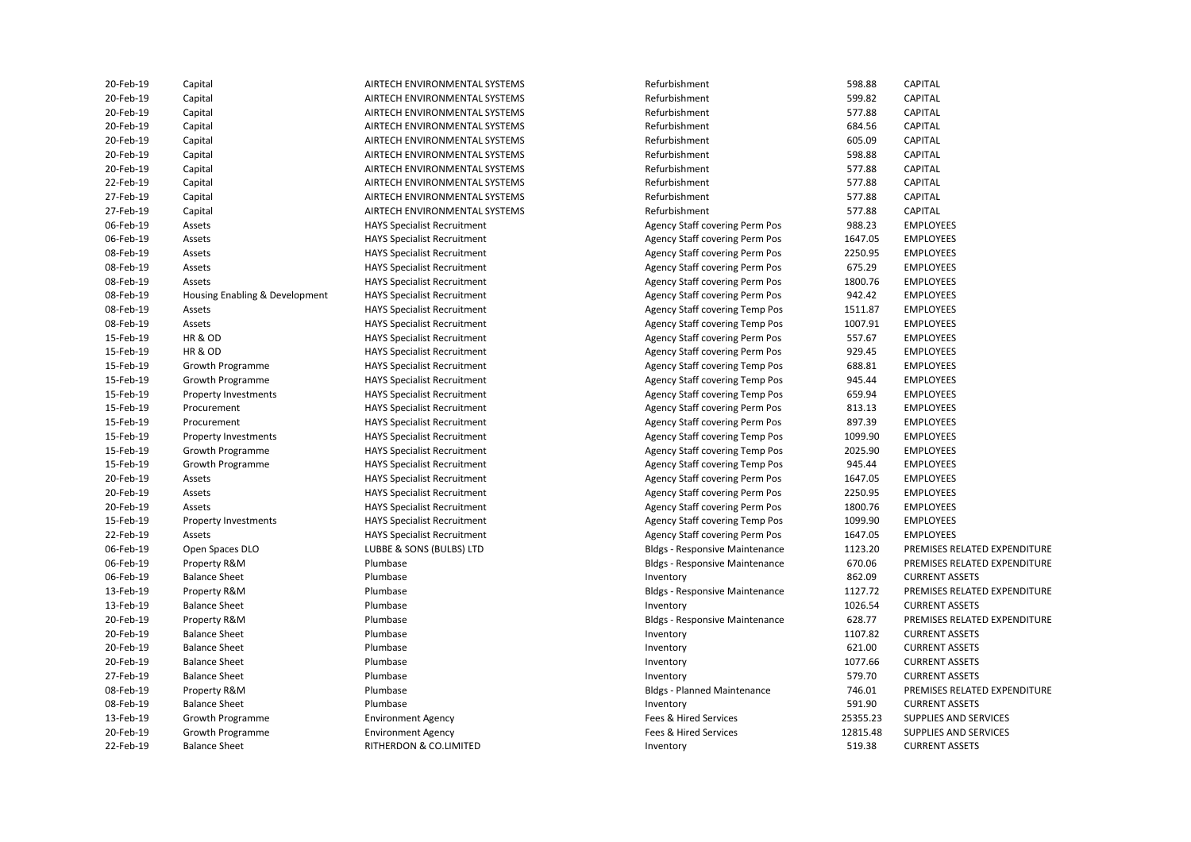| | | | | | |
|---|---|---|---|---|---|
| 20-Feb-19 | Capital | AIRTECH ENVIRONMENTAL SYSTEMS | Refurbishment | 598.88 | CAPITAL |
| 20-Feb-19 | Capital | AIRTECH ENVIRONMENTAL SYSTEMS | Refurbishment | 599.82 | CAPITAL |
| 20-Feb-19 | Capital | AIRTECH ENVIRONMENTAL SYSTEMS | Refurbishment | 577.88 | CAPITAL |
| 20-Feb-19 | Capital | AIRTECH ENVIRONMENTAL SYSTEMS | Refurbishment | 684.56 | CAPITAL |
| 20-Feb-19 | Capital | AIRTECH ENVIRONMENTAL SYSTEMS | Refurbishment | 605.09 | CAPITAL |
| 20-Feb-19 | Capital | AIRTECH ENVIRONMENTAL SYSTEMS | Refurbishment | 598.88 | CAPITAL |
| 20-Feb-19 | Capital | AIRTECH ENVIRONMENTAL SYSTEMS | Refurbishment | 577.88 | CAPITAL |
| 22-Feb-19 | Capital | AIRTECH ENVIRONMENTAL SYSTEMS | Refurbishment | 577.88 | CAPITAL |
| 27-Feb-19 | Capital | AIRTECH ENVIRONMENTAL SYSTEMS | Refurbishment | 577.88 | CAPITAL |
| 27-Feb-19 | Capital | AIRTECH ENVIRONMENTAL SYSTEMS | Refurbishment | 577.88 | CAPITAL |
| 06-Feb-19 | Assets | HAYS Specialist Recruitment | Agency Staff covering Perm Pos | 988.23 | EMPLOYEES |
| 06-Feb-19 | Assets | HAYS Specialist Recruitment | Agency Staff covering Perm Pos | 1647.05 | EMPLOYEES |
| 08-Feb-19 | Assets | HAYS Specialist Recruitment | Agency Staff covering Perm Pos | 2250.95 | EMPLOYEES |
| 08-Feb-19 | Assets | HAYS Specialist Recruitment | Agency Staff covering Perm Pos | 675.29 | EMPLOYEES |
| 08-Feb-19 | Assets | HAYS Specialist Recruitment | Agency Staff covering Perm Pos | 1800.76 | EMPLOYEES |
| 08-Feb-19 | Housing Enabling & Development | HAYS Specialist Recruitment | Agency Staff covering Perm Pos | 942.42 | EMPLOYEES |
| 08-Feb-19 | Assets | HAYS Specialist Recruitment | Agency Staff covering Temp Pos | 1511.87 | EMPLOYEES |
| 08-Feb-19 | Assets | HAYS Specialist Recruitment | Agency Staff covering Temp Pos | 1007.91 | EMPLOYEES |
| 15-Feb-19 | HR & OD | HAYS Specialist Recruitment | Agency Staff covering Perm Pos | 557.67 | EMPLOYEES |
| 15-Feb-19 | HR & OD | HAYS Specialist Recruitment | Agency Staff covering Perm Pos | 929.45 | EMPLOYEES |
| 15-Feb-19 | Growth Programme | HAYS Specialist Recruitment | Agency Staff covering Temp Pos | 688.81 | EMPLOYEES |
| 15-Feb-19 | Growth Programme | HAYS Specialist Recruitment | Agency Staff covering Temp Pos | 945.44 | EMPLOYEES |
| 15-Feb-19 | Property Investments | HAYS Specialist Recruitment | Agency Staff covering Temp Pos | 659.94 | EMPLOYEES |
| 15-Feb-19 | Procurement | HAYS Specialist Recruitment | Agency Staff covering Perm Pos | 813.13 | EMPLOYEES |
| 15-Feb-19 | Procurement | HAYS Specialist Recruitment | Agency Staff covering Perm Pos | 897.39 | EMPLOYEES |
| 15-Feb-19 | Property Investments | HAYS Specialist Recruitment | Agency Staff covering Temp Pos | 1099.90 | EMPLOYEES |
| 15-Feb-19 | Growth Programme | HAYS Specialist Recruitment | Agency Staff covering Temp Pos | 2025.90 | EMPLOYEES |
| 15-Feb-19 | Growth Programme | HAYS Specialist Recruitment | Agency Staff covering Temp Pos | 945.44 | EMPLOYEES |
| 20-Feb-19 | Assets | HAYS Specialist Recruitment | Agency Staff covering Perm Pos | 1647.05 | EMPLOYEES |
| 20-Feb-19 | Assets | HAYS Specialist Recruitment | Agency Staff covering Perm Pos | 2250.95 | EMPLOYEES |
| 20-Feb-19 | Assets | HAYS Specialist Recruitment | Agency Staff covering Perm Pos | 1800.76 | EMPLOYEES |
| 15-Feb-19 | Property Investments | HAYS Specialist Recruitment | Agency Staff covering Temp Pos | 1099.90 | EMPLOYEES |
| 22-Feb-19 | Assets | HAYS Specialist Recruitment | Agency Staff covering Perm Pos | 1647.05 | EMPLOYEES |
| 06-Feb-19 | Open Spaces DLO | LUBBE & SONS (BULBS) LTD | Bldgs - Responsive Maintenance | 1123.20 | PREMISES RELATED EXPENDITURE |
| 06-Feb-19 | Property R&M | Plumbase | Bldgs - Responsive Maintenance | 670.06 | PREMISES RELATED EXPENDITURE |
| 06-Feb-19 | Balance Sheet | Plumbase | Inventory | 862.09 | CURRENT ASSETS |
| 13-Feb-19 | Property R&M | Plumbase | Bldgs - Responsive Maintenance | 1127.72 | PREMISES RELATED EXPENDITURE |
| 13-Feb-19 | Balance Sheet | Plumbase | Inventory | 1026.54 | CURRENT ASSETS |
| 20-Feb-19 | Property R&M | Plumbase | Bldgs - Responsive Maintenance | 628.77 | PREMISES RELATED EXPENDITURE |
| 20-Feb-19 | Balance Sheet | Plumbase | Inventory | 1107.82 | CURRENT ASSETS |
| 20-Feb-19 | Balance Sheet | Plumbase | Inventory | 621.00 | CURRENT ASSETS |
| 20-Feb-19 | Balance Sheet | Plumbase | Inventory | 1077.66 | CURRENT ASSETS |
| 27-Feb-19 | Balance Sheet | Plumbase | Inventory | 579.70 | CURRENT ASSETS |
| 08-Feb-19 | Property R&M | Plumbase | Bldgs - Planned Maintenance | 746.01 | PREMISES RELATED EXPENDITURE |
| 08-Feb-19 | Balance Sheet | Plumbase | Inventory | 591.90 | CURRENT ASSETS |
| 13-Feb-19 | Growth Programme | Environment Agency | Fees & Hired Services | 25355.23 | SUPPLIES AND SERVICES |
| 20-Feb-19 | Growth Programme | Environment Agency | Fees & Hired Services | 12815.48 | SUPPLIES AND SERVICES |
| 22-Feb-19 | Balance Sheet | RITHERDON & CO.LIMITED | Inventory | 519.38 | CURRENT ASSETS |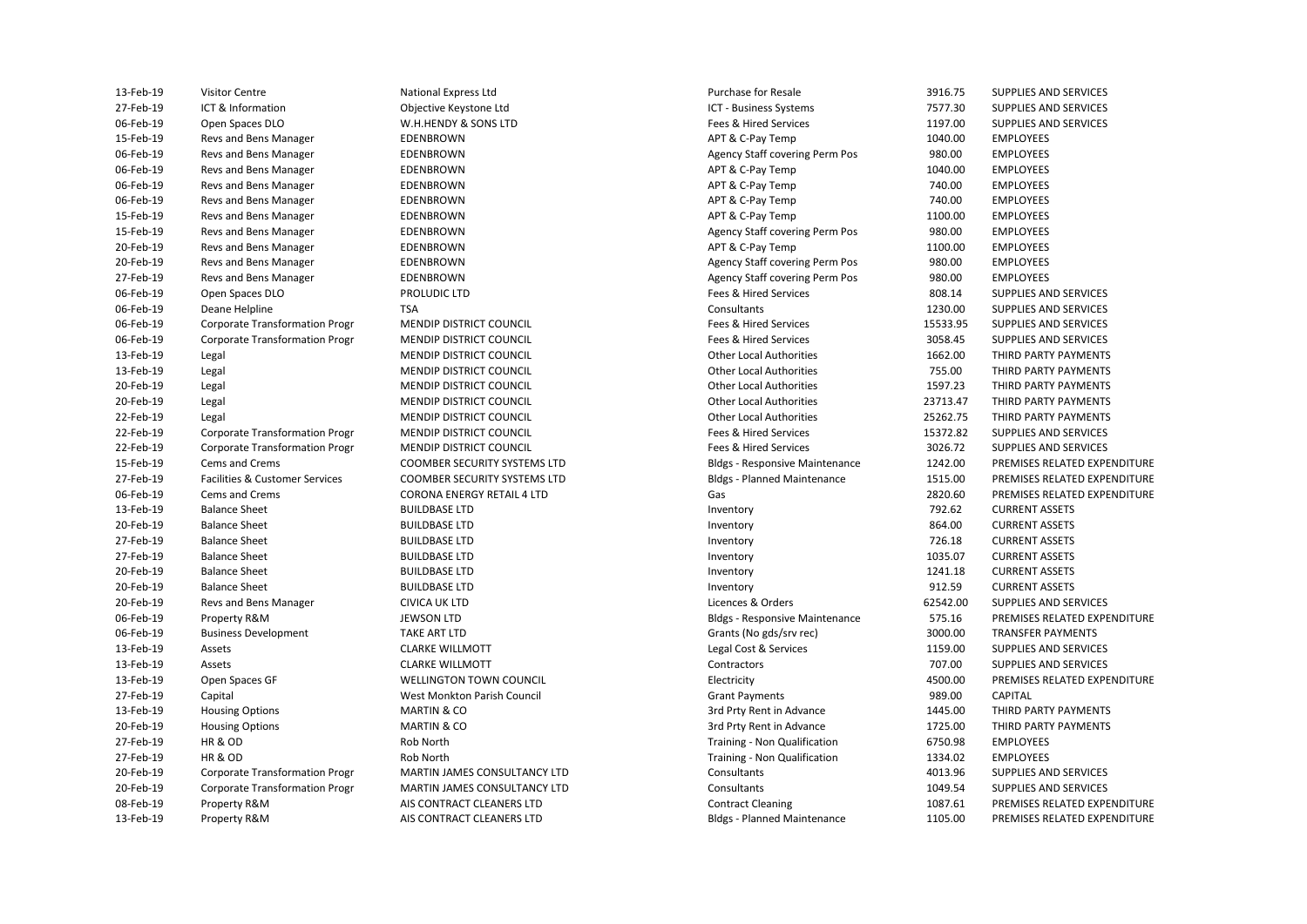| | | | | | |
|---|---|---|---|---|---|
| 13-Feb-19 | Visitor Centre | National Express Ltd | Purchase for Resale | 3916.75 | SUPPLIES AND SERVICES |
| 27-Feb-19 | ICT & Information | Objective Keystone Ltd | ICT - Business Systems | 7577.30 | SUPPLIES AND SERVICES |
| 06-Feb-19 | Open Spaces DLO | W.H.HENDY & SONS LTD | Fees & Hired Services | 1197.00 | SUPPLIES AND SERVICES |
| 15-Feb-19 | Revs and Bens Manager | EDENBROWN | APT & C-Pay Temp | 1040.00 | EMPLOYEES |
| 06-Feb-19 | Revs and Bens Manager | EDENBROWN | Agency Staff covering Perm Pos | 980.00 | EMPLOYEES |
| 06-Feb-19 | Revs and Bens Manager | EDENBROWN | APT & C-Pay Temp | 1040.00 | EMPLOYEES |
| 06-Feb-19 | Revs and Bens Manager | EDENBROWN | APT & C-Pay Temp | 740.00 | EMPLOYEES |
| 06-Feb-19 | Revs and Bens Manager | EDENBROWN | APT & C-Pay Temp | 740.00 | EMPLOYEES |
| 15-Feb-19 | Revs and Bens Manager | EDENBROWN | APT & C-Pay Temp | 1100.00 | EMPLOYEES |
| 15-Feb-19 | Revs and Bens Manager | EDENBROWN | Agency Staff covering Perm Pos | 980.00 | EMPLOYEES |
| 20-Feb-19 | Revs and Bens Manager | EDENBROWN | APT & C-Pay Temp | 1100.00 | EMPLOYEES |
| 20-Feb-19 | Revs and Bens Manager | EDENBROWN | Agency Staff covering Perm Pos | 980.00 | EMPLOYEES |
| 27-Feb-19 | Revs and Bens Manager | EDENBROWN | Agency Staff covering Perm Pos | 980.00 | EMPLOYEES |
| 06-Feb-19 | Open Spaces DLO | PROLUDIC LTD | Fees & Hired Services | 808.14 | SUPPLIES AND SERVICES |
| 06-Feb-19 | Deane Helpline | TSA | Consultants | 1230.00 | SUPPLIES AND SERVICES |
| 06-Feb-19 | Corporate Transformation Progr | MENDIP DISTRICT COUNCIL | Fees & Hired Services | 15533.95 | SUPPLIES AND SERVICES |
| 06-Feb-19 | Corporate Transformation Progr | MENDIP DISTRICT COUNCIL | Fees & Hired Services | 3058.45 | SUPPLIES AND SERVICES |
| 13-Feb-19 | Legal | MENDIP DISTRICT COUNCIL | Other Local Authorities | 1662.00 | THIRD PARTY PAYMENTS |
| 13-Feb-19 | Legal | MENDIP DISTRICT COUNCIL | Other Local Authorities | 755.00 | THIRD PARTY PAYMENTS |
| 20-Feb-19 | Legal | MENDIP DISTRICT COUNCIL | Other Local Authorities | 1597.23 | THIRD PARTY PAYMENTS |
| 20-Feb-19 | Legal | MENDIP DISTRICT COUNCIL | Other Local Authorities | 23713.47 | THIRD PARTY PAYMENTS |
| 22-Feb-19 | Legal | MENDIP DISTRICT COUNCIL | Other Local Authorities | 25262.75 | THIRD PARTY PAYMENTS |
| 22-Feb-19 | Corporate Transformation Progr | MENDIP DISTRICT COUNCIL | Fees & Hired Services | 15372.82 | SUPPLIES AND SERVICES |
| 22-Feb-19 | Corporate Transformation Progr | MENDIP DISTRICT COUNCIL | Fees & Hired Services | 3026.72 | SUPPLIES AND SERVICES |
| 15-Feb-19 | Cems and Crems | COOMBER SECURITY SYSTEMS LTD | Bldgs - Responsive Maintenance | 1242.00 | PREMISES RELATED EXPENDITURE |
| 27-Feb-19 | Facilities & Customer Services | COOMBER SECURITY SYSTEMS LTD | Bldgs - Planned Maintenance | 1515.00 | PREMISES RELATED EXPENDITURE |
| 06-Feb-19 | Cems and Crems | CORONA ENERGY RETAIL 4 LTD | Gas | 2820.60 | PREMISES RELATED EXPENDITURE |
| 13-Feb-19 | Balance Sheet | BUILDBASE LTD | Inventory | 792.62 | CURRENT ASSETS |
| 20-Feb-19 | Balance Sheet | BUILDBASE LTD | Inventory | 864.00 | CURRENT ASSETS |
| 27-Feb-19 | Balance Sheet | BUILDBASE LTD | Inventory | 726.18 | CURRENT ASSETS |
| 27-Feb-19 | Balance Sheet | BUILDBASE LTD | Inventory | 1035.07 | CURRENT ASSETS |
| 20-Feb-19 | Balance Sheet | BUILDBASE LTD | Inventory | 1241.18 | CURRENT ASSETS |
| 20-Feb-19 | Balance Sheet | BUILDBASE LTD | Inventory | 912.59 | CURRENT ASSETS |
| 20-Feb-19 | Revs and Bens Manager | CIVICA UK LTD | Licences & Orders | 62542.00 | SUPPLIES AND SERVICES |
| 06-Feb-19 | Property R&M | JEWSON LTD | Bldgs - Responsive Maintenance | 575.16 | PREMISES RELATED EXPENDITURE |
| 06-Feb-19 | Business Development | TAKE ART LTD | Grants (No gds/srv rec) | 3000.00 | TRANSFER PAYMENTS |
| 13-Feb-19 | Assets | CLARKE WILLMOTT | Legal Cost & Services | 1159.00 | SUPPLIES AND SERVICES |
| 13-Feb-19 | Assets | CLARKE WILLMOTT | Contractors | 707.00 | SUPPLIES AND SERVICES |
| 13-Feb-19 | Open Spaces GF | WELLINGTON TOWN COUNCIL | Electricity | 4500.00 | PREMISES RELATED EXPENDITURE |
| 27-Feb-19 | Capital | West Monkton Parish Council | Grant Payments | 989.00 | CAPITAL |
| 13-Feb-19 | Housing Options | MARTIN & CO | 3rd Prty Rent in Advance | 1445.00 | THIRD PARTY PAYMENTS |
| 20-Feb-19 | Housing Options | MARTIN & CO | 3rd Prty Rent in Advance | 1725.00 | THIRD PARTY PAYMENTS |
| 27-Feb-19 | HR & OD | Rob North | Training - Non Qualification | 6750.98 | EMPLOYEES |
| 27-Feb-19 | HR & OD | Rob North | Training - Non Qualification | 1334.02 | EMPLOYEES |
| 20-Feb-19 | Corporate Transformation Progr | MARTIN JAMES CONSULTANCY LTD | Consultants | 4013.96 | SUPPLIES AND SERVICES |
| 20-Feb-19 | Corporate Transformation Progr | MARTIN JAMES CONSULTANCY LTD | Consultants | 1049.54 | SUPPLIES AND SERVICES |
| 08-Feb-19 | Property R&M | AIS CONTRACT CLEANERS LTD | Contract Cleaning | 1087.61 | PREMISES RELATED EXPENDITURE |
| 13-Feb-19 | Property R&M | AIS CONTRACT CLEANERS LTD | Bldgs - Planned Maintenance | 1105.00 | PREMISES RELATED EXPENDITURE |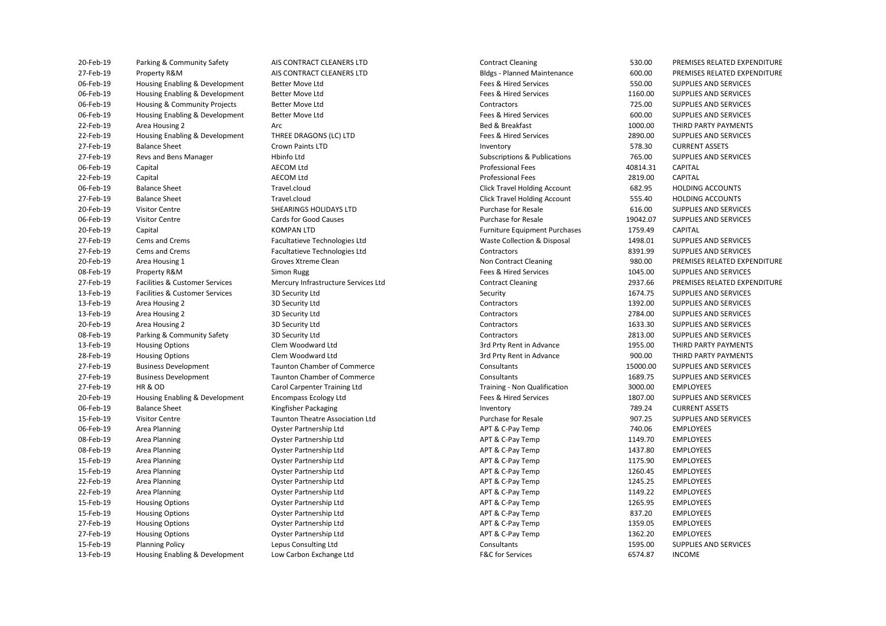| | | | | | |
|---|---|---|---|---|---|
| 20-Feb-19 | Parking & Community Safety | AIS CONTRACT CLEANERS LTD | Contract Cleaning | 530.00 | PREMISES RELATED EXPENDITURE |
| 27-Feb-19 | Property R&M | AIS CONTRACT CLEANERS LTD | Bldgs - Planned Maintenance | 600.00 | PREMISES RELATED EXPENDITURE |
| 06-Feb-19 | Housing Enabling & Development | Better Move Ltd | Fees & Hired Services | 550.00 | SUPPLIES AND SERVICES |
| 06-Feb-19 | Housing Enabling & Development | Better Move Ltd | Fees & Hired Services | 1160.00 | SUPPLIES AND SERVICES |
| 06-Feb-19 | Housing & Community Projects | Better Move Ltd | Contractors | 725.00 | SUPPLIES AND SERVICES |
| 06-Feb-19 | Housing Enabling & Development | Better Move Ltd | Fees & Hired Services | 600.00 | SUPPLIES AND SERVICES |
| 22-Feb-19 | Area Housing 2 | Arc | Bed & Breakfast | 1000.00 | THIRD PARTY PAYMENTS |
| 22-Feb-19 | Housing Enabling & Development | THREE DRAGONS (LC) LTD | Fees & Hired Services | 2890.00 | SUPPLIES AND SERVICES |
| 27-Feb-19 | Balance Sheet | Crown Paints LTD | Inventory | 578.30 | CURRENT ASSETS |
| 27-Feb-19 | Revs and Bens Manager | Hbinfo Ltd | Subscriptions & Publications | 765.00 | SUPPLIES AND SERVICES |
| 06-Feb-19 | Capital | AECOM Ltd | Professional Fees | 40814.31 | CAPITAL |
| 22-Feb-19 | Capital | AECOM Ltd | Professional Fees | 2819.00 | CAPITAL |
| 06-Feb-19 | Balance Sheet | Travel.cloud | Click Travel Holding Account | 682.95 | HOLDING ACCOUNTS |
| 27-Feb-19 | Balance Sheet | Travel.cloud | Click Travel Holding Account | 555.40 | HOLDING ACCOUNTS |
| 20-Feb-19 | Visitor Centre | SHEARINGS HOLIDAYS LTD | Purchase for Resale | 616.00 | SUPPLIES AND SERVICES |
| 06-Feb-19 | Visitor Centre | Cards for Good Causes | Purchase for Resale | 19042.07 | SUPPLIES AND SERVICES |
| 20-Feb-19 | Capital | KOMPAN LTD | Furniture Equipment Purchases | 1759.49 | CAPITAL |
| 27-Feb-19 | Cems and Crems | Facultatieve Technologies Ltd | Waste Collection & Disposal | 1498.01 | SUPPLIES AND SERVICES |
| 27-Feb-19 | Cems and Crems | Facultatieve Technologies Ltd | Contractors | 8391.99 | SUPPLIES AND SERVICES |
| 20-Feb-19 | Area Housing 1 | Groves Xtreme Clean | Non Contract Cleaning | 980.00 | PREMISES RELATED EXPENDITURE |
| 08-Feb-19 | Property R&M | Simon Rugg | Fees & Hired Services | 1045.00 | SUPPLIES AND SERVICES |
| 27-Feb-19 | Facilities & Customer Services | Mercury Infrastructure Services Ltd | Contract Cleaning | 2937.66 | PREMISES RELATED EXPENDITURE |
| 13-Feb-19 | Facilities & Customer Services | 3D Security Ltd | Security | 1674.75 | SUPPLIES AND SERVICES |
| 13-Feb-19 | Area Housing 2 | 3D Security Ltd | Contractors | 1392.00 | SUPPLIES AND SERVICES |
| 13-Feb-19 | Area Housing 2 | 3D Security Ltd | Contractors | 2784.00 | SUPPLIES AND SERVICES |
| 20-Feb-19 | Area Housing 2 | 3D Security Ltd | Contractors | 1633.30 | SUPPLIES AND SERVICES |
| 08-Feb-19 | Parking & Community Safety | 3D Security Ltd | Contractors | 2813.00 | SUPPLIES AND SERVICES |
| 13-Feb-19 | Housing Options | Clem Woodward Ltd | 3rd Prty Rent in Advance | 1955.00 | THIRD PARTY PAYMENTS |
| 28-Feb-19 | Housing Options | Clem Woodward Ltd | 3rd Prty Rent in Advance | 900.00 | THIRD PARTY PAYMENTS |
| 27-Feb-19 | Business Development | Taunton Chamber of Commerce | Consultants | 15000.00 | SUPPLIES AND SERVICES |
| 27-Feb-19 | Business Development | Taunton Chamber of Commerce | Consultants | 1689.75 | SUPPLIES AND SERVICES |
| 27-Feb-19 | HR & OD | Carol Carpenter Training Ltd | Training - Non Qualification | 3000.00 | EMPLOYEES |
| 20-Feb-19 | Housing Enabling & Development | Encompass Ecology Ltd | Fees & Hired Services | 1807.00 | SUPPLIES AND SERVICES |
| 06-Feb-19 | Balance Sheet | Kingfisher Packaging | Inventory | 789.24 | CURRENT ASSETS |
| 15-Feb-19 | Visitor Centre | Taunton Theatre Association Ltd | Purchase for Resale | 907.25 | SUPPLIES AND SERVICES |
| 06-Feb-19 | Area Planning | Oyster Partnership Ltd | APT & C-Pay Temp | 740.06 | EMPLOYEES |
| 08-Feb-19 | Area Planning | Oyster Partnership Ltd | APT & C-Pay Temp | 1149.70 | EMPLOYEES |
| 08-Feb-19 | Area Planning | Oyster Partnership Ltd | APT & C-Pay Temp | 1437.80 | EMPLOYEES |
| 15-Feb-19 | Area Planning | Oyster Partnership Ltd | APT & C-Pay Temp | 1175.90 | EMPLOYEES |
| 15-Feb-19 | Area Planning | Oyster Partnership Ltd | APT & C-Pay Temp | 1260.45 | EMPLOYEES |
| 22-Feb-19 | Area Planning | Oyster Partnership Ltd | APT & C-Pay Temp | 1245.25 | EMPLOYEES |
| 22-Feb-19 | Area Planning | Oyster Partnership Ltd | APT & C-Pay Temp | 1149.22 | EMPLOYEES |
| 15-Feb-19 | Housing Options | Oyster Partnership Ltd | APT & C-Pay Temp | 1265.95 | EMPLOYEES |
| 15-Feb-19 | Housing Options | Oyster Partnership Ltd | APT & C-Pay Temp | 837.20 | EMPLOYEES |
| 27-Feb-19 | Housing Options | Oyster Partnership Ltd | APT & C-Pay Temp | 1359.05 | EMPLOYEES |
| 27-Feb-19 | Housing Options | Oyster Partnership Ltd | APT & C-Pay Temp | 1362.20 | EMPLOYEES |
| 15-Feb-19 | Planning Policy | Lepus Consulting Ltd | Consultants | 1595.00 | SUPPLIES AND SERVICES |
| 13-Feb-19 | Housing Enabling & Development | Low Carbon Exchange Ltd | F&C for Services | 6574.87 | INCOME |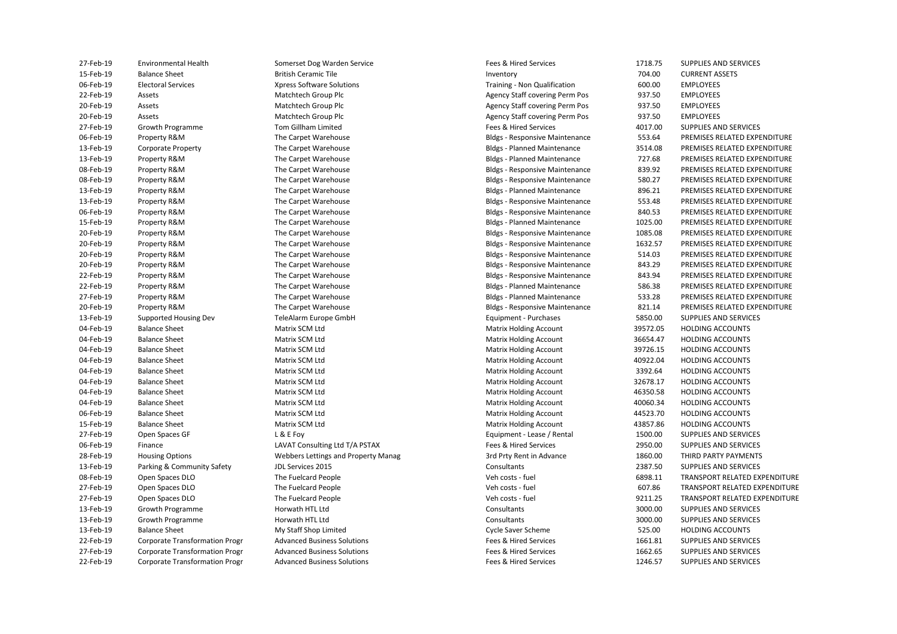| | | | | | |
|---|---|---|---|---|---|
| 27-Feb-19 | Environmental Health | Somerset Dog Warden Service | Fees & Hired Services | 1718.75 | SUPPLIES AND SERVICES |
| 15-Feb-19 | Balance Sheet | British Ceramic Tile | Inventory | 704.00 | CURRENT ASSETS |
| 06-Feb-19 | Electoral Services | Xpress Software Solutions | Training - Non Qualification | 600.00 | EMPLOYEES |
| 22-Feb-19 | Assets | Matchtech Group Plc | Agency Staff covering Perm Pos | 937.50 | EMPLOYEES |
| 20-Feb-19 | Assets | Matchtech Group Plc | Agency Staff covering Perm Pos | 937.50 | EMPLOYEES |
| 20-Feb-19 | Assets | Matchtech Group Plc | Agency Staff covering Perm Pos | 937.50 | EMPLOYEES |
| 27-Feb-19 | Growth Programme | Tom Gillham Limited | Fees & Hired Services | 4017.00 | SUPPLIES AND SERVICES |
| 06-Feb-19 | Property R&M | The Carpet Warehouse | Bldgs - Responsive Maintenance | 553.64 | PREMISES RELATED EXPENDITURE |
| 13-Feb-19 | Corporate Property | The Carpet Warehouse | Bldgs - Planned Maintenance | 3514.08 | PREMISES RELATED EXPENDITURE |
| 13-Feb-19 | Property R&M | The Carpet Warehouse | Bldgs - Planned Maintenance | 727.68 | PREMISES RELATED EXPENDITURE |
| 08-Feb-19 | Property R&M | The Carpet Warehouse | Bldgs - Responsive Maintenance | 839.92 | PREMISES RELATED EXPENDITURE |
| 08-Feb-19 | Property R&M | The Carpet Warehouse | Bldgs - Responsive Maintenance | 580.27 | PREMISES RELATED EXPENDITURE |
| 13-Feb-19 | Property R&M | The Carpet Warehouse | Bldgs - Planned Maintenance | 896.21 | PREMISES RELATED EXPENDITURE |
| 13-Feb-19 | Property R&M | The Carpet Warehouse | Bldgs - Responsive Maintenance | 553.48 | PREMISES RELATED EXPENDITURE |
| 06-Feb-19 | Property R&M | The Carpet Warehouse | Bldgs - Responsive Maintenance | 840.53 | PREMISES RELATED EXPENDITURE |
| 15-Feb-19 | Property R&M | The Carpet Warehouse | Bldgs - Planned Maintenance | 1025.00 | PREMISES RELATED EXPENDITURE |
| 20-Feb-19 | Property R&M | The Carpet Warehouse | Bldgs - Responsive Maintenance | 1085.08 | PREMISES RELATED EXPENDITURE |
| 20-Feb-19 | Property R&M | The Carpet Warehouse | Bldgs - Responsive Maintenance | 1632.57 | PREMISES RELATED EXPENDITURE |
| 20-Feb-19 | Property R&M | The Carpet Warehouse | Bldgs - Responsive Maintenance | 514.03 | PREMISES RELATED EXPENDITURE |
| 20-Feb-19 | Property R&M | The Carpet Warehouse | Bldgs - Responsive Maintenance | 843.29 | PREMISES RELATED EXPENDITURE |
| 22-Feb-19 | Property R&M | The Carpet Warehouse | Bldgs - Responsive Maintenance | 843.94 | PREMISES RELATED EXPENDITURE |
| 22-Feb-19 | Property R&M | The Carpet Warehouse | Bldgs - Planned Maintenance | 586.38 | PREMISES RELATED EXPENDITURE |
| 27-Feb-19 | Property R&M | The Carpet Warehouse | Bldgs - Planned Maintenance | 533.28 | PREMISES RELATED EXPENDITURE |
| 20-Feb-19 | Property R&M | The Carpet Warehouse | Bldgs - Responsive Maintenance | 821.14 | PREMISES RELATED EXPENDITURE |
| 13-Feb-19 | Supported Housing Dev | TeleAlarm Europe GmbH | Equipment - Purchases | 5850.00 | SUPPLIES AND SERVICES |
| 04-Feb-19 | Balance Sheet | Matrix SCM Ltd | Matrix Holding Account | 39572.05 | HOLDING ACCOUNTS |
| 04-Feb-19 | Balance Sheet | Matrix SCM Ltd | Matrix Holding Account | 36654.47 | HOLDING ACCOUNTS |
| 04-Feb-19 | Balance Sheet | Matrix SCM Ltd | Matrix Holding Account | 39726.15 | HOLDING ACCOUNTS |
| 04-Feb-19 | Balance Sheet | Matrix SCM Ltd | Matrix Holding Account | 40922.04 | HOLDING ACCOUNTS |
| 04-Feb-19 | Balance Sheet | Matrix SCM Ltd | Matrix Holding Account | 3392.64 | HOLDING ACCOUNTS |
| 04-Feb-19 | Balance Sheet | Matrix SCM Ltd | Matrix Holding Account | 32678.17 | HOLDING ACCOUNTS |
| 04-Feb-19 | Balance Sheet | Matrix SCM Ltd | Matrix Holding Account | 46350.58 | HOLDING ACCOUNTS |
| 04-Feb-19 | Balance Sheet | Matrix SCM Ltd | Matrix Holding Account | 40060.34 | HOLDING ACCOUNTS |
| 06-Feb-19 | Balance Sheet | Matrix SCM Ltd | Matrix Holding Account | 44523.70 | HOLDING ACCOUNTS |
| 15-Feb-19 | Balance Sheet | Matrix SCM Ltd | Matrix Holding Account | 43857.86 | HOLDING ACCOUNTS |
| 27-Feb-19 | Open Spaces GF | L & E Foy | Equipment - Lease / Rental | 1500.00 | SUPPLIES AND SERVICES |
| 06-Feb-19 | Finance | LAVAT Consulting Ltd T/A PSTAX | Fees & Hired Services | 2950.00 | SUPPLIES AND SERVICES |
| 28-Feb-19 | Housing Options | Webbers Lettings and Property Manag | 3rd Prty Rent in Advance | 1860.00 | THIRD PARTY PAYMENTS |
| 13-Feb-19 | Parking & Community Safety | JDL Services 2015 | Consultants | 2387.50 | SUPPLIES AND SERVICES |
| 08-Feb-19 | Open Spaces DLO | The Fuelcard People | Veh costs - fuel | 6898.11 | TRANSPORT RELATED EXPENDITURE |
| 27-Feb-19 | Open Spaces DLO | The Fuelcard People | Veh costs - fuel | 607.86 | TRANSPORT RELATED EXPENDITURE |
| 27-Feb-19 | Open Spaces DLO | The Fuelcard People | Veh costs - fuel | 9211.25 | TRANSPORT RELATED EXPENDITURE |
| 13-Feb-19 | Growth Programme | Horwath HTL Ltd | Consultants | 3000.00 | SUPPLIES AND SERVICES |
| 13-Feb-19 | Growth Programme | Horwath HTL Ltd | Consultants | 3000.00 | SUPPLIES AND SERVICES |
| 13-Feb-19 | Balance Sheet | My Staff Shop Limited | Cycle Saver Scheme | 525.00 | HOLDING ACCOUNTS |
| 22-Feb-19 | Corporate Transformation Progr | Advanced Business Solutions | Fees & Hired Services | 1661.81 | SUPPLIES AND SERVICES |
| 27-Feb-19 | Corporate Transformation Progr | Advanced Business Solutions | Fees & Hired Services | 1662.65 | SUPPLIES AND SERVICES |
| 22-Feb-19 | Corporate Transformation Progr | Advanced Business Solutions | Fees & Hired Services | 1246.57 | SUPPLIES AND SERVICES |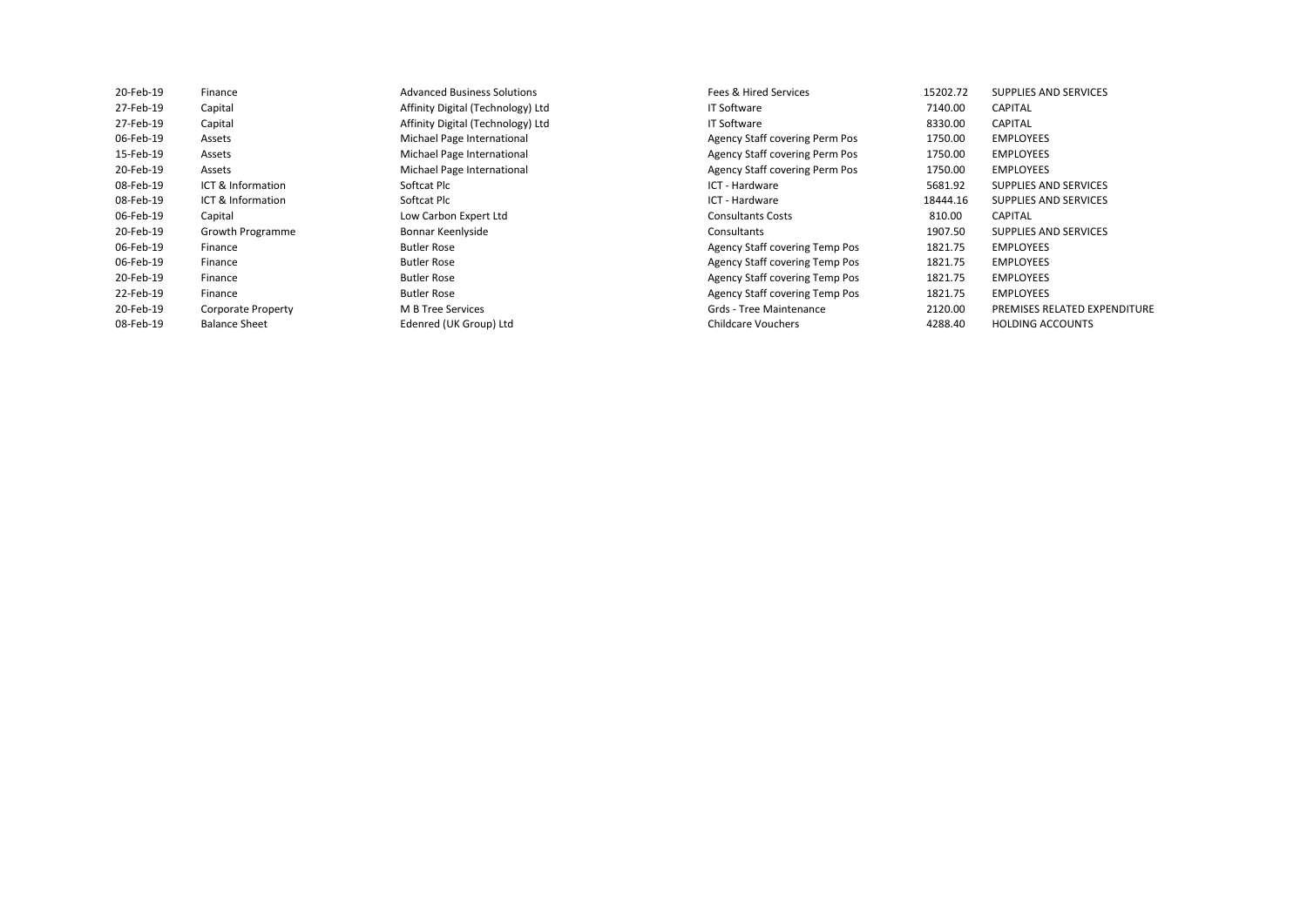| | | | | | |
|---|---|---|---|---|---|
| 20-Feb-19 | Finance | Advanced Business Solutions | Fees & Hired Services | 15202.72 | SUPPLIES AND SERVICES |
| 27-Feb-19 | Capital | Affinity Digital (Technology) Ltd | IT Software | 7140.00 | CAPITAL |
| 27-Feb-19 | Capital | Affinity Digital (Technology) Ltd | IT Software | 8330.00 | CAPITAL |
| 06-Feb-19 | Assets | Michael Page International | Agency Staff covering Perm Pos | 1750.00 | EMPLOYEES |
| 15-Feb-19 | Assets | Michael Page International | Agency Staff covering Perm Pos | 1750.00 | EMPLOYEES |
| 20-Feb-19 | Assets | Michael Page International | Agency Staff covering Perm Pos | 1750.00 | EMPLOYEES |
| 08-Feb-19 | ICT & Information | Softcat Plc | ICT - Hardware | 5681.92 | SUPPLIES AND SERVICES |
| 08-Feb-19 | ICT & Information | Softcat Plc | ICT - Hardware | 18444.16 | SUPPLIES AND SERVICES |
| 06-Feb-19 | Capital | Low Carbon Expert Ltd | Consultants Costs | 810.00 | CAPITAL |
| 20-Feb-19 | Growth Programme | Bonnar Keenlyside | Consultants | 1907.50 | SUPPLIES AND SERVICES |
| 06-Feb-19 | Finance | Butler Rose | Agency Staff covering Temp Pos | 1821.75 | EMPLOYEES |
| 06-Feb-19 | Finance | Butler Rose | Agency Staff covering Temp Pos | 1821.75 | EMPLOYEES |
| 20-Feb-19 | Finance | Butler Rose | Agency Staff covering Temp Pos | 1821.75 | EMPLOYEES |
| 22-Feb-19 | Finance | Butler Rose | Agency Staff covering Temp Pos | 1821.75 | EMPLOYEES |
| 20-Feb-19 | Corporate Property | M B Tree Services | Grds - Tree Maintenance | 2120.00 | PREMISES RELATED EXPENDITURE |
| 08-Feb-19 | Balance Sheet | Edenred (UK Group) Ltd | Childcare Vouchers | 4288.40 | HOLDING ACCOUNTS |